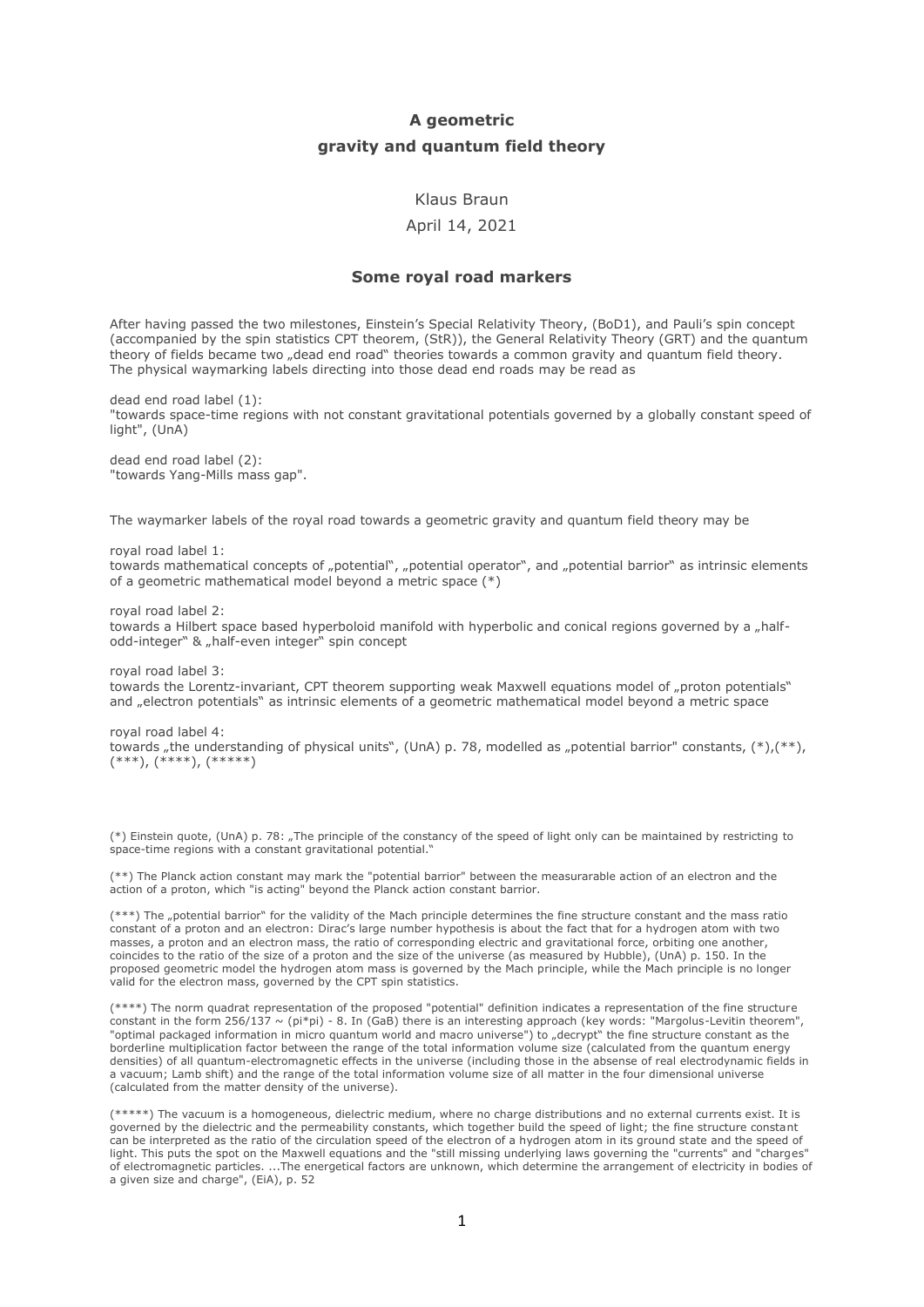# A geometric
# gravity and quantum field theory

Klaus Braun

April 14, 2021

## Some royal road markers

After having passed the two milestones, Einstein's Special Relativity Theory, (BoD1), and Pauli's spin concept (accompanied by the spin statistics CPT theorem, (StR)), the General Relativity Theory (GRT) and the quantum theory of fields became two „dead end road" theories towards a common gravity and quantum field theory. The physical waymarking labels directing into those dead end roads may be read as

dead end road label (1):
"towards space-time regions with not constant gravitational potentials governed by a globally constant speed of light", (UnA)

dead end road label (2):
"towards Yang-Mills mass gap".

The waymarker labels of the royal road towards a geometric gravity and quantum field theory may be

royal road label 1:
towards mathematical concepts of „potential", „potential operator", and „potential barrior" as intrinsic elements of a geometric mathematical model beyond a metric space (*)

royal road label 2:
towards a Hilbert space based hyperboloid manifold with hyperbolic and conical regions governed by a „half-odd-integer" & „half-even integer" spin concept

royal road label 3:
towards the Lorentz-invariant, CPT theorem supporting weak Maxwell equations model of „proton potentials" and „electron potentials" as intrinsic elements of a geometric mathematical model beyond a metric space

royal road label 4:
towards „the understanding of physical units", (UnA) p. 78, modelled as „potential barrier" constants, (*),(**), (***), (****), (*****)

(*) Einstein quote, (UnA) p. 78: „The principle of the constancy of the speed of light only can be maintained by restricting to space-time regions with a constant gravitational potential."

(**) The Planck action constant may mark the "potential barrier" between the measurarable action of an electron and the action of a proton, which "is acting" beyond the Planck action constant barrier.

(***) The „potential barrier" for the validity of the Mach principle determines the fine structure constant and the mass ratio constant of a proton and an electron: Dirac's large number hypothesis is about the fact that for a hydrogen atom with two masses, a proton and an electron mass, the ratio of corresponding electric and gravitational force, orbiting one another, coincides to the ratio of the size of a proton and the size of the universe (as measured by Hubble), (UnA) p. 150. In the proposed geometric model the hydrogen atom mass is governed by the Mach principle, while the Mach principle is no longer valid for the electron mass, governed by the CPT spin statistics.

(****) The norm quadrat representation of the proposed "potential" definition indicates a representation of the fine structure constant in the form 256/137 ~ (pi*pi) - 8. In (GaB) there is an interesting approach (key words: "Margolus-Levitin theorem", "optimal packaged information in micro quantum world and macro universe") to „decrypt" the fine structure constant as the borderline multiplication factor between the range of the total information volume size (calculated from the quantum energy densities) of all quantum-electromagnetic effects in the universe (including those in the absense of real electrodynamic fields in a vacuum; Lamb shift) and the range of the total information volume size of all matter in the four dimensional universe (calculated from the matter density of the universe).

(*****) The vacuum is a homogeneous, dielectric medium, where no charge distributions and no external currents exist. It is governed by the dielectric and the permeability constants, which together build the speed of light; the fine structure constant can be interpreted as the ratio of the circulation speed of the electron of a hydrogen atom in its ground state and the speed of light. This puts the spot on the Maxwell equations and the "still missing underlying laws governing the "currents" and "charges" of electromagnetic particles. ...The energetical factors are unknown, which determine the arrangement of electricity in bodies of a given size and charge", (EiA), p. 52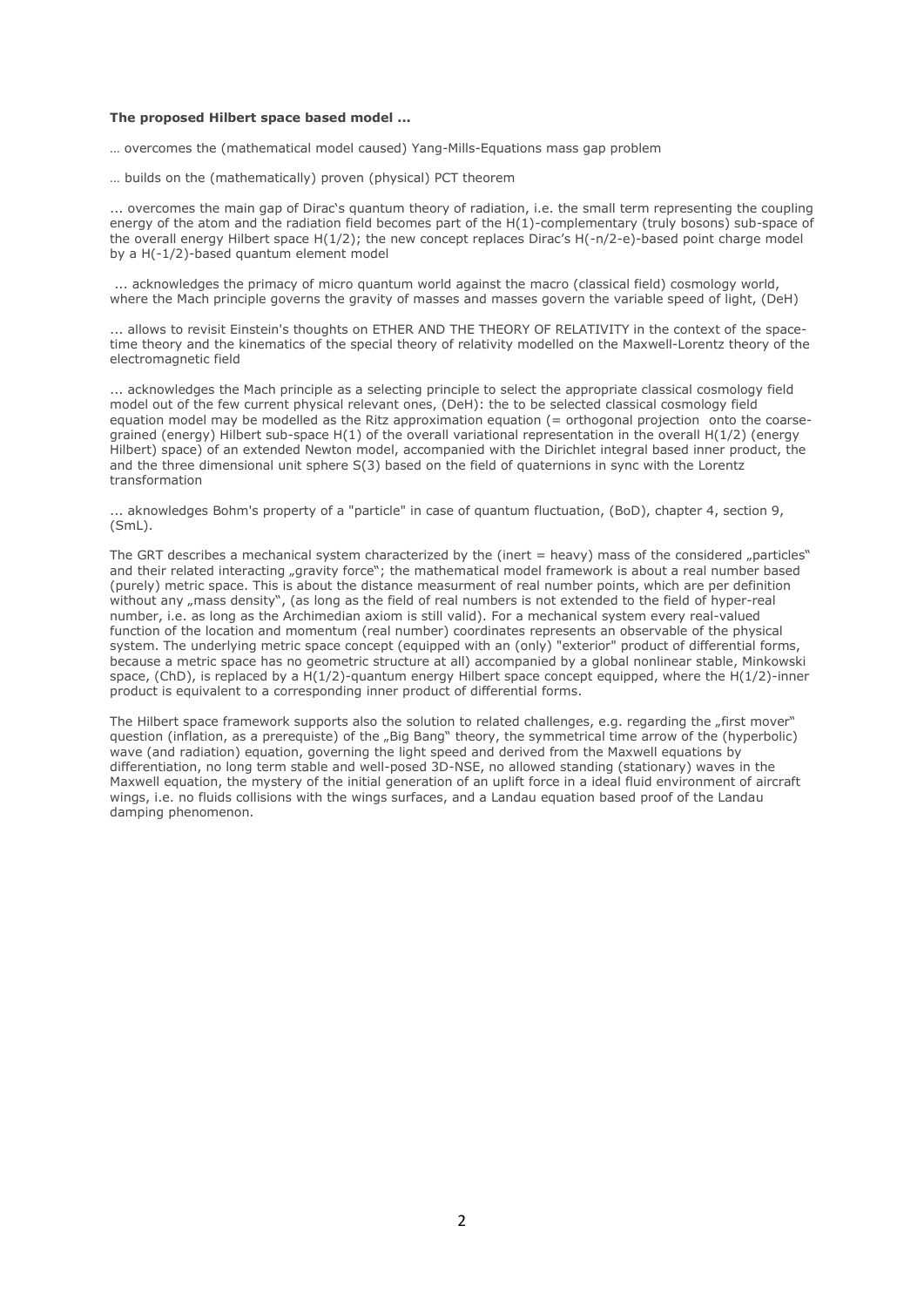**The proposed Hilbert space based model ...**

… overcomes the (mathematical model caused) Yang-Mills-Equations mass gap problem

… builds on the (mathematically) proven (physical) PCT theorem

... overcomes the main gap of Dirac's quantum theory of radiation, i.e. the small term representing the coupling energy of the atom and the radiation field becomes part of the $H(1)$-complementary (truly bosons) sub-space of the overall energy Hilbert space $H(1/2)$; the new concept replaces Dirac's $H(-n/2-e)$-based point charge model by a $H(-1/2)$-based quantum element model

... acknowledges the primacy of micro quantum world against the macro (classical field) cosmology world, where the Mach principle governs the gravity of masses and masses govern the variable speed of light, (DeH)

... allows to revisit Einstein's thoughts on ETHER AND THE THEORY OF RELATIVITY in the context of the space-time theory and the kinematics of the special theory of relativity modelled on the Maxwell-Lorentz theory of the electromagnetic field

... acknowledges the Mach principle as a selecting principle to select the appropriate classical cosmology field model out of the few current physical relevant ones, (DeH): the to be selected classical cosmology field equation model may be modelled as the Ritz approximation equation (= orthogonal projection onto the coarse-grained (energy) Hilbert sub-space $H(1)$ of the overall variational representation in the overall $H(1/2)$ (energy Hilbert) space) of an extended Newton model, accompanied with the Dirichlet integral based inner product, the and the three dimensional unit sphere $S(3)$ based on the field of quaternions in sync with the Lorentz transformation

... aknowledges Bohm's property of a "particle" in case of quantum fluctuation, (BoD), chapter 4, section 9, (SmL).

The GRT describes a mechanical system characterized by the (inert = heavy) mass of the considered „particles" and their related interacting „gravity force"; the mathematical model framework is about a real number based (purely) metric space. This is about the distance measurment of real number points, which are per definition without any „mass density", (as long as the field of real numbers is not extended to the field of hyper-real number, i.e. as long as the Archimedian axiom is still valid). For a mechanical system every real-valued function of the location and momentum (real number) coordinates represents an observable of the physical system. The underlying metric space concept (equipped with an (only) "exterior" product of differential forms, because a metric space has no geometric structure at all) accompanied by a global nonlinear stable, Minkowski space, (ChD), is replaced by a $H(1/2)$-quantum energy Hilbert space concept equipped, where the $H(1/2)$-inner product is equivalent to a corresponding inner product of differential forms.

The Hilbert space framework supports also the solution to related challenges, e.g. regarding the „first mover" question (inflation, as a prerequiste) of the „Big Bang" theory, the symmetrical time arrow of the (hyperbolic) wave (and radiation) equation, governing the light speed and derived from the Maxwell equations by differentiation, no long term stable and well-posed 3D-NSE, no allowed standing (stationary) waves in the Maxwell equation, the mystery of the initial generation of an uplift force in a ideal fluid environment of aircraft wings, i.e. no fluids collisions with the wings surfaces, and a Landau equation based proof of the Landau damping phenomenon.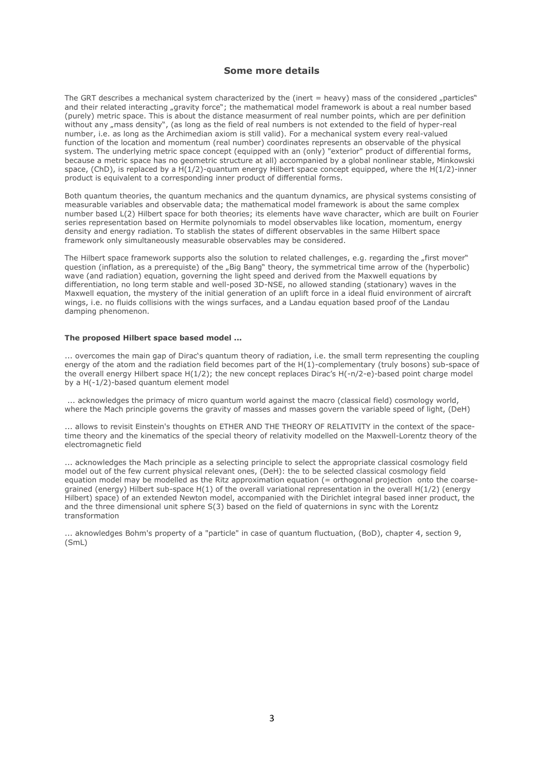## Some more details

The GRT describes a mechanical system characterized by the (inert = heavy) mass of the considered „particles" and their related interacting „gravity force"; the mathematical model framework is about a real number based (purely) metric space. This is about the distance measurment of real number points, which are per definition without any „mass density", (as long as the field of real numbers is not extended to the field of hyper-real number, i.e. as long as the Archimedian axiom is still valid). For a mechanical system every real-valued function of the location and momentum (real number) coordinates represents an observable of the physical system. The underlying metric space concept (equipped with an (only) "exterior" product of differential forms, because a metric space has no geometric structure at all) accompanied by a global nonlinear stable, Minkowski space, (ChD), is replaced by a H(1/2)-quantum energy Hilbert space concept equipped, where the H(1/2)-inner product is equivalent to a corresponding inner product of differential forms.

Both quantum theories, the quantum mechanics and the quantum dynamics, are physical systems consisting of measurable variables and observable data; the mathematical model framework is about the same complex number based L(2) Hilbert space for both theories; its elements have wave character, which are built on Fourier series representation based on Hermite polynomials to model observables like location, momentum, energy density and energy radiation. To stablish the states of different observables in the same Hilbert space framework only simultaneously measurable observables may be considered.

The Hilbert space framework supports also the solution to related challenges, e.g. regarding the „first mover" question (inflation, as a prerequiste) of the „Big Bang" theory, the symmetrical time arrow of the (hyperbolic) wave (and radiation) equation, governing the light speed and derived from the Maxwell equations by differentiation, no long term stable and well-posed 3D-NSE, no allowed standing (stationary) waves in the Maxwell equation, the mystery of the initial generation of an uplift force in a ideal fluid environment of aircraft wings, i.e. no fluids collisions with the wings surfaces, and a Landau equation based proof of the Landau damping phenomenon.

**The proposed Hilbert space based model ...**

... overcomes the main gap of Dirac's quantum theory of radiation, i.e. the small term representing the coupling energy of the atom and the radiation field becomes part of the H(1)-complementary (truly bosons) sub-space of the overall energy Hilbert space H(1/2); the new concept replaces Dirac's H(-n/2-e)-based point charge model by a H(-1/2)-based quantum element model

... acknowledges the primacy of micro quantum world against the macro (classical field) cosmology world, where the Mach principle governs the gravity of masses and masses govern the variable speed of light, (DeH)

... allows to revisit Einstein's thoughts on ETHER AND THE THEORY OF RELATIVITY in the context of the space-time theory and the kinematics of the special theory of relativity modelled on the Maxwell-Lorentz theory of the electromagnetic field

... acknowledges the Mach principle as a selecting principle to select the appropriate classical cosmology field model out of the few current physical relevant ones, (DeH): the to be selected classical cosmology field equation model may be modelled as the Ritz approximation equation (= orthogonal projection onto the coarse-grained (energy) Hilbert sub-space H(1) of the overall variational representation in the overall H(1/2) (energy Hilbert) space) of an extended Newton model, accompanied with the Dirichlet integral based inner product, the and the three dimensional unit sphere S(3) based on the field of quaternions in sync with the Lorentz transformation

... aknowledges Bohm's property of a "particle" in case of quantum fluctuation, (BoD), chapter 4, section 9, (SmL)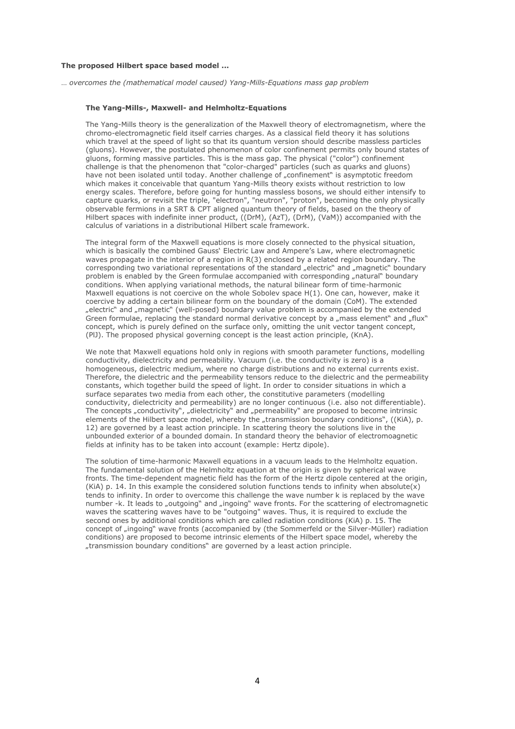**The proposed Hilbert space based model ...**

*… overcomes the (mathematical model caused) Yang-Mills-Equations mass gap problem*

**The Yang-Mills-, Maxwell- and Helmholtz-Equations**

The Yang-Mills theory is the generalization of the Maxwell theory of electromagnetism, where the chromo-electromagnetic field itself carries charges. As a classical field theory it has solutions which travel at the speed of light so that its quantum version should describe massless particles (gluons). However, the postulated phenomenon of color confinement permits only bound states of gluons, forming massive particles. This is the mass gap. The physical ("color") confinement challenge is that the phenomenon that "color-charged" particles (such as quarks and gluons) have not been isolated until today. Another challenge of „confinement" is asymptotic freedom which makes it conceivable that quantum Yang-Mills theory exists without restriction to low energy scales. Therefore, before going for hunting massless bosons, we should either intensify to capture quarks, or revisit the triple, "electron", "neutron", "proton", becoming the only physically observable fermions in a SRT & CPT aligned quantum theory of fields, based on the theory of Hilbert spaces with indefinite inner product, ((DrM), (AzT), (DrM), (VaM)) accompanied with the calculus of variations in a distributional Hilbert scale framework.

The integral form of the Maxwell equations is more closely connected to the physical situation, which is basically the combined Gauss' Electric Law and Ampere's Law, where electromagnetic waves propagate in the interior of a region in R(3) enclosed by a related region boundary. The corresponding two variational representations of the standard „electric" and „magnetic" boundary problem is enabled by the Green formulae accompanied with corresponding „natural" boundary conditions. When applying variational methods, the natural bilinear form of time-harmonic Maxwell equations is not coercive on the whole Sobolev space H(1). One can, however, make it coercive by adding a certain bilinear form on the boundary of the domain (CoM). The extended „electric" and „magnetic" (well-posed) boundary value problem is accompanied by the extended Green formulae, replacing the standard normal derivative concept by a „mass element" and „flux" concept, which is purely defined on the surface only, omitting the unit vector tangent concept, (PlJ). The proposed physical governing concept is the least action principle, (KnA).

We note that Maxwell equations hold only in regions with smooth parameter functions, modelling conductivity, dielectricity and permeability. Vacuum (i.e. the conductivity is zero) is a homogeneous, dielectric medium, where no charge distributions and no external currents exist. Therefore, the dielectric and the permeability tensors reduce to the dielectric and the permeability constants, which together build the speed of light. In order to consider situations in which a surface separates two media from each other, the constitutive parameters (modelling conductivity, dielectricity and permeability) are no longer continuous (i.e. also not differentiable). The concepts „conductivity", „dielectricity" and „permeability" are proposed to become intrinsic elements of the Hilbert space model, whereby the „transmission boundary conditions", ((KiA), p. 12) are governed by a least action principle. In scattering theory the solutions live in the unbounded exterior of a bounded domain. In standard theory the behavior of electromoagnetic fields at infinity has to be taken into account (example: Hertz dipole).

The solution of time-harmonic Maxwell equations in a vacuum leads to the Helmholtz equation. The fundamental solution of the Helmholtz equation at the origin is given by spherical wave fronts. The time-dependent magnetic field has the form of the Hertz dipole centered at the origin, (KiA) p. 14. In this example the considered solution functions tends to infinity when absolute(x) tends to infinity. In order to overcome this challenge the wave number k is replaced by the wave number -k. It leads to „outgoing" and „ingoing" wave fronts. For the scattering of electromagnetic waves the scattering waves have to be "outgoing" waves. Thus, it is required to exclude the second ones by additional conditions which are called radiation conditions (KiA) p. 15. The concept of „ingoing" wave fronts (accompanied by (the Sommerfeld or the Silver-Müller) radiation conditions) are proposed to become intrinsic elements of the Hilbert space model, whereby the „transmission boundary conditions" are governed by a least action principle.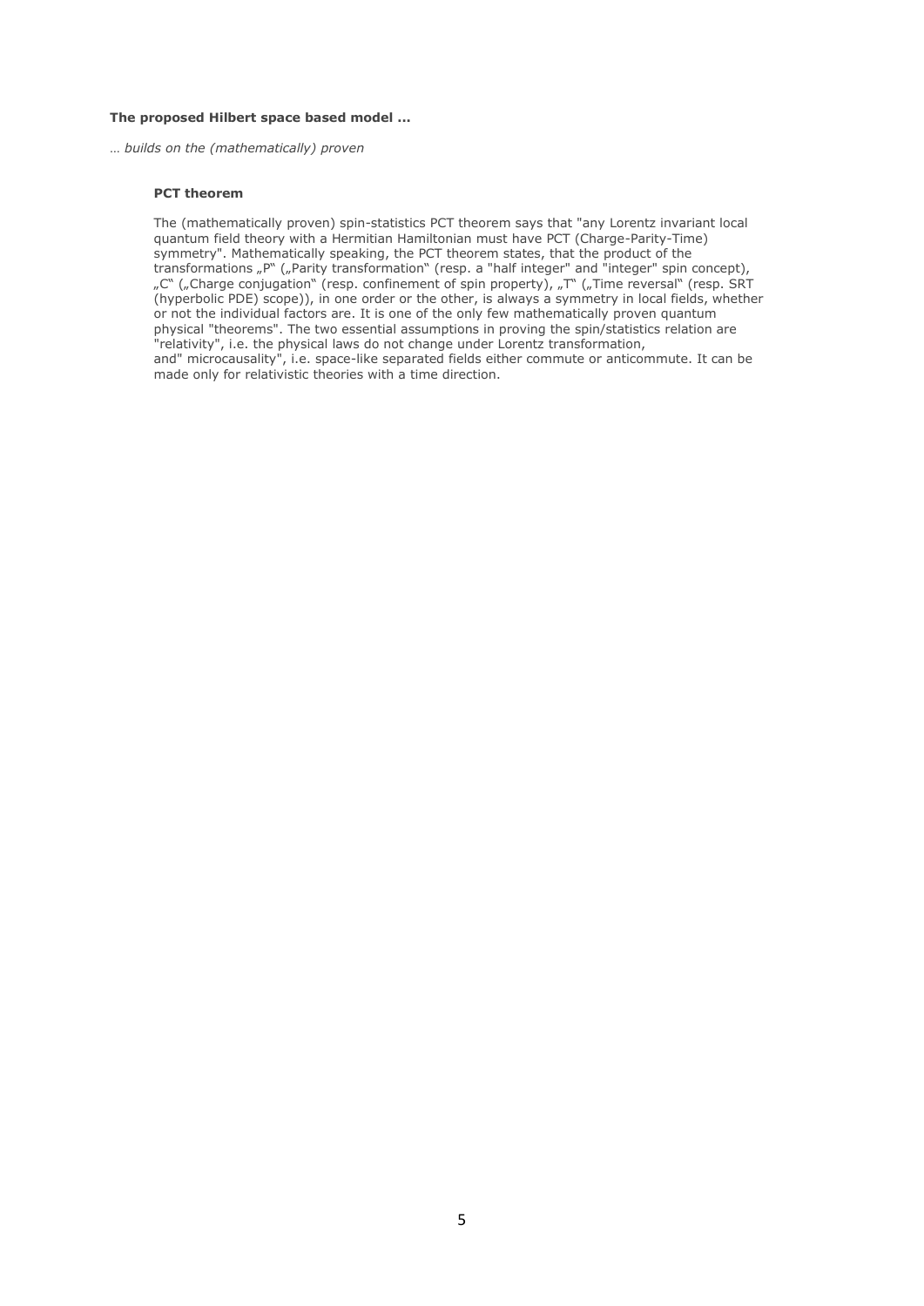**The proposed Hilbert space based model ...**

*… builds on the (mathematically) proven*

**PCT theorem**

The (mathematically proven) spin-statistics PCT theorem says that "any Lorentz invariant local quantum field theory with a Hermitian Hamiltonian must have PCT (Charge-Parity-Time) symmetry". Mathematically speaking, the PCT theorem states, that the product of the transformations „P" („Parity transformation" (resp. a "half integer" and "integer" spin concept), „C" („Charge conjugation" (resp. confinement of spin property), „T" („Time reversal" (resp. SRT (hyperbolic PDE) scope)), in one order or the other, is always a symmetry in local fields, whether or not the individual factors are. It is one of the only few mathematically proven quantum physical "theorems". The two essential assumptions in proving the spin/statistics relation are "relativity", i.e. the physical laws do not change under Lorentz transformation, and" microcausality", i.e. space-like separated fields either commute or anticommute. It can be made only for relativistic theories with a time direction.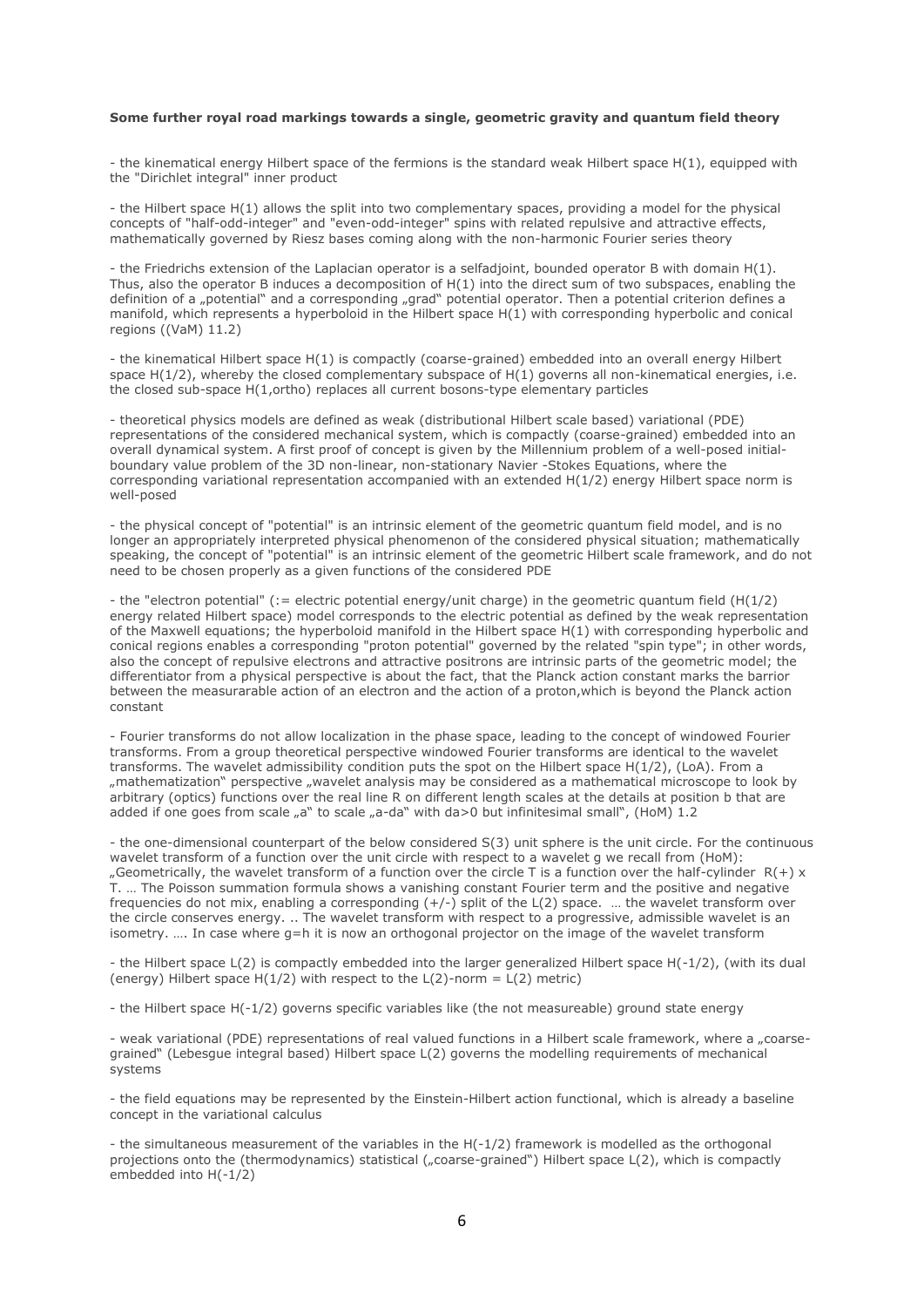**Some further royal road markings towards a single, geometric gravity and quantum field theory**

- the kinematical energy Hilbert space of the fermions is the standard weak Hilbert space $H(1)$, equipped with the "Dirichlet integral" inner product

- the Hilbert space $H(1)$ allows the split into two complementary spaces, providing a model for the physical concepts of "half-odd-integer" and "even-odd-integer" spins with related repulsive and attractive effects, mathematically governed by Riesz bases coming along with the non-harmonic Fourier series theory

- the Friedrichs extension of the Laplacian operator is a selfadjoint, bounded operator B with domain $H(1)$. Thus, also the operator B induces a decomposition of $H(1)$ into the direct sum of two subspaces, enabling the definition of a „potential" and a corresponding „grad" potential operator. Then a potential criterion defines a manifold, which represents a hyperboloid in the Hilbert space $H(1)$ with corresponding hyperbolic and conical regions ((VaM) 11.2)

- the kinematical Hilbert space $H(1)$ is compactly (coarse-grained) embedded into an overall energy Hilbert space $H(1/2)$, whereby the closed complementary subspace of $H(1)$ governs all non-kinematical energies, i.e. the closed sub-space $H(1,\text{ortho})$ replaces all current bosons-type elementary particles

- theoretical physics models are defined as weak (distributional Hilbert scale based) variational (PDE) representations of the considered mechanical system, which is compactly (coarse-grained) embedded into an overall dynamical system. A first proof of concept is given by the Millennium problem of a well-posed initial-boundary value problem of the 3D non-linear, non-stationary Navier -Stokes Equations, where the corresponding variational representation accompanied with an extended $H(1/2)$ energy Hilbert space norm is well-posed

- the physical concept of "potential" is an intrinsic element of the geometric quantum field model, and is no longer an appropriately interpreted physical phenomenon of the considered physical situation; mathematically speaking, the concept of "potential" is an intrinsic element of the geometric Hilbert scale framework, and do not need to be chosen properly as a given functions of the considered PDE

- the "electron potential" (:= electric potential energy/unit charge) in the geometric quantum field ($H(1/2)$ energy related Hilbert space) model corresponds to the electric potential as defined by the weak representation of the Maxwell equations; the hyperboloid manifold in the Hilbert space $H(1)$ with corresponding hyperbolic and conical regions enables a corresponding "proton potential" governed by the related "spin type"; in other words, also the concept of repulsive electrons and attractive positrons are intrinsic parts of the geometric model; the differentiator from a physical perspective is about the fact, that the Planck action constant marks the barrier between the measurarable action of an electron and the action of a proton,which is beyond the Planck action constant

- Fourier transforms do not allow localization in the phase space, leading to the concept of windowed Fourier transforms. From a group theoretical perspective windowed Fourier transforms are identical to the wavelet transforms. The wavelet admissibility condition puts the spot on the Hilbert space $H(1/2)$, (LoA). From a „mathematization" perspective „wavelet analysis may be considered as a mathematical microscope to look by arbitrary (optics) functions over the real line R on different length scales at the details at position b that are added if one goes from scale „a" to scale „a-da" with da>0 but infinitesimal small", (HoM) 1.2

- the one-dimensional counterpart of the below considered S(3) unit sphere is the unit circle. For the continuous wavelet transform of a function over the unit circle with respect to a wavelet g we recall from (HoM): „Geometrically, the wavelet transform of a function over the circle T is a function over the half-cylinder $R(+) \times T$. … The Poisson summation formula shows a vanishing constant Fourier term and the positive and negative frequencies do not mix, enabling a corresponding (+/-) split of the $L(2)$ space. … the wavelet transform over the circle conserves energy. .. The wavelet transform with respect to a progressive, admissible wavelet is an isometry. …. In case where g=h it is now an orthogonal projector on the image of the wavelet transform

- the Hilbert space $L(2)$ is compactly embedded into the larger generalized Hilbert space $H(-1/2)$, (with its dual (energy) Hilbert space $H(1/2)$ with respect to the $L(2)$-norm = $L(2)$ metric)

- the Hilbert space $H(-1/2)$ governs specific variables like (the not measureable) ground state energy

- weak variational (PDE) representations of real valued functions in a Hilbert scale framework, where a „coarse-grained" (Lebesgue integral based) Hilbert space $L(2)$ governs the modelling requirements of mechanical systems

- the field equations may be represented by the Einstein-Hilbert action functional, which is already a baseline concept in the variational calculus

- the simultaneous measurement of the variables in the $H(-1/2)$ framework is modelled as the orthogonal projections onto the (thermodynamics) statistical („coarse-grained") Hilbert space $L(2)$, which is compactly embedded into $H(-1/2)$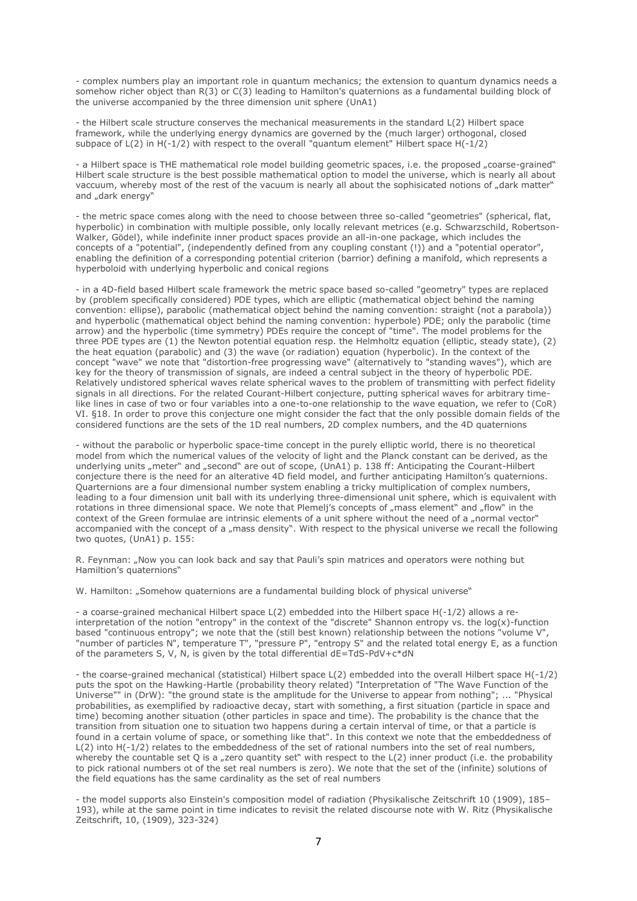- complex numbers play an important role in quantum mechanics; the extension to quantum dynamics needs a somehow richer object than $R(3)$ or $C(3)$ leading to Hamilton's quaternions as a fundamental building block of the universe accompanied by the three dimension unit sphere (UnA1)

- the Hilbert scale structure conserves the mechanical measurements in the standard $L(2)$ Hilbert space framework, while the underlying energy dynamics are governed by the (much larger) orthogonal, closed subpace of $L(2)$ in $H(-1/2)$ with respect to the overall "quantum element" Hilbert space $H(-1/2)$

- a Hilbert space is THE mathematical role model building geometric spaces, i.e. the proposed „coarse-grained" Hilbert scale structure is the best possible mathematical option to model the universe, which is nearly all about vaccuum, whereby most of the rest of the vacuum is nearly all about the sophisicated notions of „dark matter" and „dark energy"

- the metric space comes along with the need to choose between three so-called "geometries" (spherical, flat, hyperbolic) in combination with multiple possible, only locally relevant metrices (e.g. Schwarzschild, Robertson-Walker, Gödel), while indefinite inner product spaces provide an all-in-one package, which includes the concepts of a "potential", (independently defined from any coupling constant (!)) and a "potential operator", enabling the definition of a corresponding potential criterion (barrior) defining a manifold, which represents a hyperboloid with underlying hyperbolic and conical regions

- in a 4D-field based Hilbert scale framework the metric space based so-called "geometry" types are replaced by (problem specifically considered) PDE types, which are elliptic (mathematical object behind the naming convention: ellipse), parabolic (mathematical object behind the naming convention: straight (not a parabola)) and hyperbolic (mathematical object behind the naming convention: hyperbole) PDE; only the parabolic (time arrow) and the hyperbolic (time symmetry) PDEs require the concept of "time". The model problems for the three PDE types are (1) the Newton potential equation resp. the Helmholtz equation (elliptic, steady state), (2) the heat equation (parabolic) and (3) the wave (or radiation) equation (hyperbolic). In the context of the concept "wave" we note that "distortion-free progressing wave" (alternatively to "standing waves"), which are key for the theory of transmission of signals, are indeed a central subject in the theory of hyperbolic PDE. Relatively undistored spherical waves relate spherical waves to the problem of transmitting with perfect fidelity signals in all directions. For the related Courant-Hilbert conjecture, putting spherical waves for arbitrary time-like lines in case of two or four variables into a one-to-one relationship to the wave equation, we refer to (CoR) VI. §18. In order to prove this conjecture one might consider the fact that the only possible domain fields of the considered functions are the sets of the 1D real numbers, 2D complex numbers, and the 4D quaternions

- without the parabolic or hyperbolic space-time concept in the purely elliptic world, there is no theoretical model from which the numerical values of the velocity of light and the Planck constant can be derived, as the underlying units „meter" and „second" are out of scope, (UnA1) p. 138 ff: Anticipating the Courant-Hilbert conjecture there is the need for an alterative 4D field model, and further anticipating Hamilton's quaternions. Quarternions are a four dimensional number system enabling a tricky multiplication of complex numbers, leading to a four dimension unit ball with its underlying three-dimensional unit sphere, which is equivalent with rotations in three dimensional space. We note that Plemelj's concepts of „mass element" and „flow" in the context of the Green formulae are intrinsic elements of a unit sphere without the need of a „normal vector" accompanied with the concept of a „mass density". With respect to the physical universe we recall the following two quotes, (UnA1) p. 155:

R. Feynman: „Now you can look back and say that Pauli's spin matrices and operators were nothing but Hamiltion's quaternions"

W. Hamilton: „Somehow quaternions are a fundamental building block of physical universe"

- a coarse-grained mechanical Hilbert space $L(2)$ embedded into the Hilbert space $H(-1/2)$ allows a re-interpretation of the notion "entropy" in the context of the "discrete" Shannon entropy vs. the $\log(x)$-function based "continuous entropy"; we note that the (still best known) relationship between the notions "volume V", "number of particles N", temperature T", "pressure P", "entropy S" and the related total energy E, as a function of the parameters S, V, N, is given by the total differential $dE=TdS-PdV+c*dN$

- the coarse-grained mechanical (statistical) Hilbert space $L(2)$ embedded into the overall Hilbert space $H(-1/2)$ puts the spot on the Hawking-Hartle (probability theory related) "Interpretation of "The Wave Function of the Universe"" in (DrW): "the ground state is the amplitude for the Universe to appear from nothing"; ... "Physical probabilities, as exemplified by radioactive decay, start with something, a first situation (particle in space and time) becoming another situation (other particles in space and time). The probability is the chance that the transition from situation one to situation two happens during a certain interval of time, or that a particle is found in a certain volume of space, or something like that". In this context we note that the embeddedness of $L(2)$ into $H(-1/2)$ relates to the embeddedness of the set of rational numbers into the set of real numbers, whereby the countable set Q is a „zero quantity set" with respect to the $L(2)$ inner product (i.e. the probability to pick rational numbers ot of the set real numbers is zero). We note that the set of the (infinite) solutions of the field equations has the same cardinality as the set of real numbers

- the model supports also Einstein's composition model of radiation (Physikalische Zeitschrift 10 (1909), 185–193), while at the same point in time indicates to revisit the related discourse note with W. Ritz (Physikalische Zeitschrift, 10, (1909), 323-324)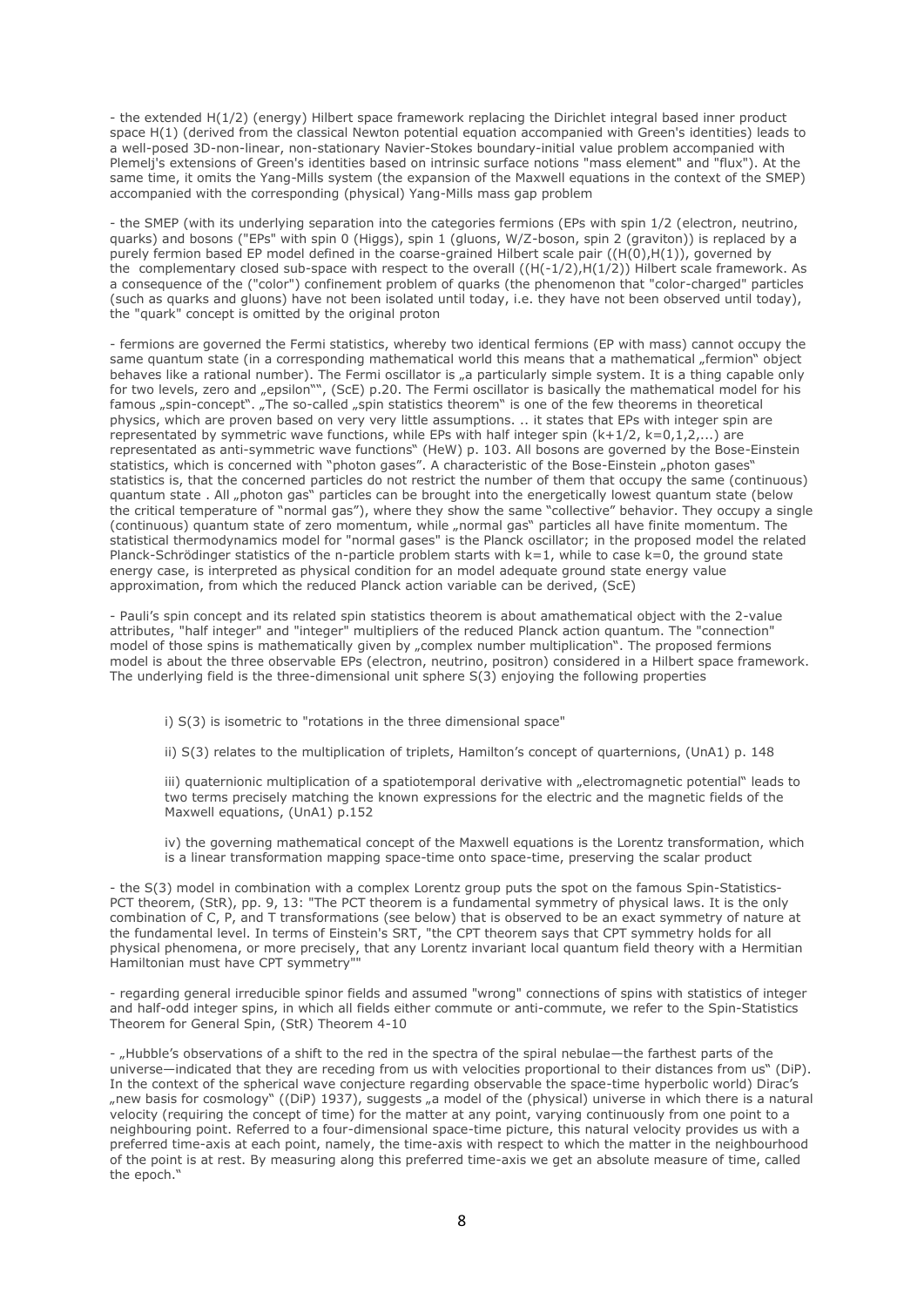- the extended $H(1/2)$ (energy) Hilbert space framework replacing the Dirichlet integral based inner product space $H(1)$ (derived from the classical Newton potential equation accompanied with Green's identities) leads to a well-posed 3D-non-linear, non-stationary Navier-Stokes boundary-initial value problem accompanied with Plemelj's extensions of Green's identities based on intrinsic surface notions "mass element" and "flux"). At the same time, it omits the Yang-Mills system (the expansion of the Maxwell equations in the context of the SMEP) accompanied with the corresponding (physical) Yang-Mills mass gap problem

- the SMEP (with its underlying separation into the categories fermions (EPs with spin 1/2 (electron, neutrino, quarks) and bosons ("EPs" with spin 0 (Higgs), spin 1 (gluons, W/Z-boson, spin 2 (graviton)) is replaced by a purely fermion based EP model defined in the coarse-grained Hilbert scale pair $((H(0),H(1))$, governed by the complementary closed sub-space with respect to the overall $((H(-1/2),H(1/2))$ Hilbert scale framework. As a consequence of the ("color") confinement problem of quarks (the phenomenon that "color-charged" particles (such as quarks and gluons) have not been isolated until today, i.e. they have not been observed until today), the "quark" concept is omitted by the original proton

- fermions are governed the Fermi statistics, whereby two identical fermions (EP with mass) cannot occupy the same quantum state (in a corresponding mathematical world this means that a mathematical „fermion" object behaves like a rational number). The Fermi oscillator is „a particularly simple system. It is a thing capable only for two levels, zero and „epsilon"", (ScE) p.20. The Fermi oscillator is basically the mathematical model for his famous „spin-concept". „The so-called „spin statistics theorem" is one of the few theorems in theoretical physics, which are proven based on very very little assumptions. .. it states that EPs with integer spin are representated by symmetric wave functions, while EPs with half integer spin ($k+1/2$, $k=0,1,2,...$) are representated as anti-symmetric wave functions" (HeW) p. 103. All bosons are governed by the Bose-Einstein statistics, which is concerned with "photon gases". A characteristic of the Bose-Einstein „photon gases" statistics is, that the concerned particles do not restrict the number of them that occupy the same (continuous) quantum state . All „photon gas" particles can be brought into the energetically lowest quantum state (below the critical temperature of "normal gas"), where they show the same "collective" behavior. They occupy a single (continuous) quantum state of zero momentum, while „normal gas" particles all have finite momentum. The statistical thermodynamics model for "normal gases" is the Planck oscillator; in the proposed model the related Planck-Schrödinger statistics of the n-particle problem starts with $k=1$, while to case $k=0$, the ground state energy case, is interpreted as physical condition for an model adequate ground state energy value approximation, from which the reduced Planck action variable can be derived, (ScE)

- Pauli's spin concept and its related spin statistics theorem is about amathematical object with the 2-value attributes, "half integer" and "integer" multipliers of the reduced Planck action quantum. The "connection" model of those spins is mathematically given by „complex number multiplication". The proposed fermions model is about the three observable EPs (electron, neutrino, positron) considered in a Hilbert space framework. The underlying field is the three-dimensional unit sphere $S(3)$ enjoying the following properties

  i) $S(3)$ is isometric to "rotations in the three dimensional space"

  ii) $S(3)$ relates to the multiplication of triplets, Hamilton's concept of quarternions, (UnA1) p. 148

  iii) quaternionic multiplication of a spatiotemporal derivative with „electromagnetic potential" leads to two terms precisely matching the known expressions for the electric and the magnetic fields of the Maxwell equations, (UnA1) p.152

  iv) the governing mathematical concept of the Maxwell equations is the Lorentz transformation, which is a linear transformation mapping space-time onto space-time, preserving the scalar product

- the $S(3)$ model in combination with a complex Lorentz group puts the spot on the famous Spin-Statistics-PCT theorem, (StR), pp. 9, 13: "The PCT theorem is a fundamental symmetry of physical laws. It is the only combination of C, P, and T transformations (see below) that is observed to be an exact symmetry of nature at the fundamental level. In terms of Einstein's SRT, "the CPT theorem says that CPT symmetry holds for all physical phenomena, or more precisely, that any Lorentz invariant local quantum field theory with a Hermitian Hamiltonian must have CPT symmetry""

- regarding general irreducible spinor fields and assumed "wrong" connections of spins with statistics of integer and half-odd integer spins, in which all fields either commute or anti-commute, we refer to the Spin-Statistics Theorem for General Spin, (StR) Theorem 4-10

- „Hubble's observations of a shift to the red in the spectra of the spiral nebulae—the farthest parts of the universe—indicated that they are receding from us with velocities proportional to their distances from us" (DiP). In the context of the spherical wave conjecture regarding observable the space-time hyperbolic world) Dirac's „new basis for cosmology" ((DiP) 1937), suggests „a model of the (physical) universe in which there is a natural velocity (requiring the concept of time) for the matter at any point, varying continuously from one point to a neighbouring point. Referred to a four-dimensional space-time picture, this natural velocity provides us with a preferred time-axis at each point, namely, the time-axis with respect to which the matter in the neighbourhood of the point is at rest. By measuring along this preferred time-axis we get an absolute measure of time, called the epoch."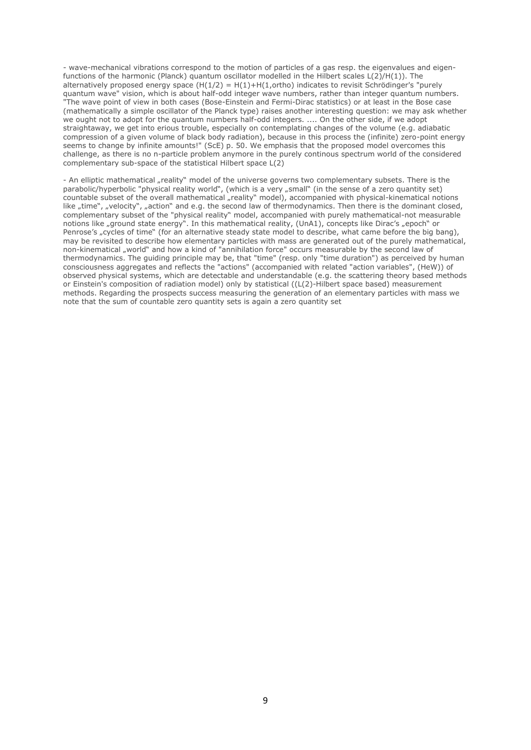- wave-mechanical vibrations correspond to the motion of particles of a gas resp. the eigenvalues and eigen-functions of the harmonic (Planck) quantum oscillator modelled in the Hilbert scales $L(2)/H(1)$). The alternatively proposed energy space ($H(1/2) = H(1)+H(1,ortho)$ indicates to revisit Schrödinger's "purely quantum wave" vision, which is about half-odd integer wave numbers, rather than integer quantum numbers. "The wave point of view in both cases (Bose-Einstein and Fermi-Dirac statistics) or at least in the Bose case (mathematically a simple oscillator of the Planck type) raises another interesting question: we may ask whether we ought not to adopt for the quantum numbers half-odd integers. .... On the other side, if we adopt straightaway, we get into erious trouble, especially on contemplating changes of the volume (e.g. adiabatic compression of a given volume of black body radiation), because in this process the (infinite) zero-point energy seems to change by infinite amounts!" (ScE) p. 50. We emphasis that the proposed model overcomes this challenge, as there is no n-particle problem anymore in the purely continous spectrum world of the considered complementary sub-space of the statistical Hilbert space $L(2)$

- An elliptic mathematical „reality" model of the universe governs two complementary subsets. There is the parabolic/hyperbolic "physical reality world", (which is a very „small" (in the sense of a zero quantity set) countable subset of the overall mathematical „reality" model), accompanied with physical-kinematical notions like „time", „velocity", „action" and e.g. the second law of thermodynamics. Then there is the dominant closed, complementary subset of the "physical reality" model, accompanied with purely mathematical-not measurable notions like „ground state energy". In this mathematical reality, (UnA1), concepts like Dirac's „epoch" or Penrose's „cycles of time" (for an alternative steady state model to describe, what came before the big bang), may be revisited to describe how elementary particles with mass are generated out of the purely mathematical, non-kinematical „world" and how a kind of "annihilation force" occurs measurable by the second law of thermodynamics. The guiding principle may be, that "time" (resp. only "time duration") as perceived by human consciousness aggregates and reflects the "actions" (accompanied with related "action variables", (HeW)) of observed physical systems, which are detectable and understandable (e.g. the scattering theory based methods or Einstein's composition of radiation model) only by statistical (($L(2)$-Hilbert space based) measurement methods. Regarding the prospects success measuring the generation of an elementary particles with mass we note that the sum of countable zero quantity sets is again a zero quantity set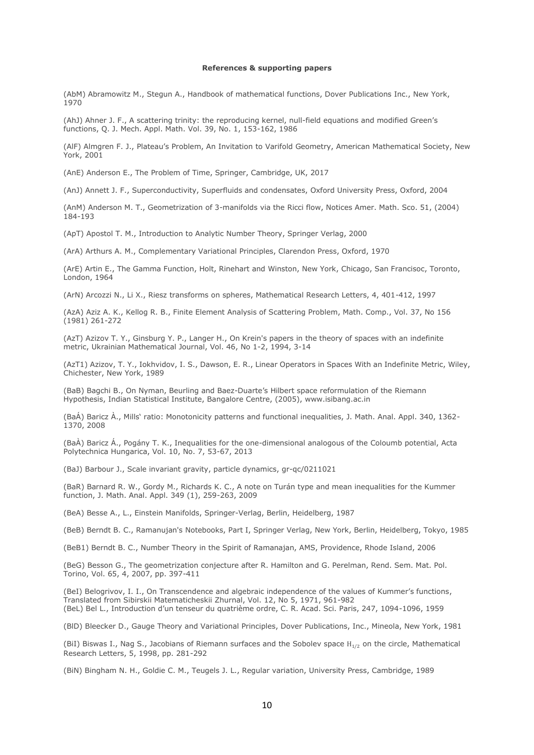**References & supporting papers**

(AbM) Abramowitz M., Stegun A., Handbook of mathematical functions, Dover Publications Inc., New York, 1970

(AhJ) Ahner J. F., A scattering trinity: the reproducing kernel, null-field equations and modified Green's functions, Q. J. Mech. Appl. Math. Vol. 39, No. 1, 153-162, 1986

(AlF) Almgren F. J., Plateau's Problem, An Invitation to Varifold Geometry, American Mathematical Society, New York, 2001

(AnE) Anderson E., The Problem of Time, Springer, Cambridge, UK, 2017

(AnJ) Annett J. F., Superconductivity, Superfluids and condensates, Oxford University Press, Oxford, 2004

(AnM) Anderson M. T., Geometrization of 3-manifolds via the Ricci flow, Notices Amer. Math. Sco. 51, (2004) 184-193

(ApT) Apostol T. M., Introduction to Analytic Number Theory, Springer Verlag, 2000

(ArA) Arthurs A. M., Complementary Variational Principles, Clarendon Press, Oxford, 1970

(ArE) Artin E., The Gamma Function, Holt, Rinehart and Winston, New York, Chicago, San Francisoc, Toronto, London, 1964

(ArN) Arcozzi N., Li X., Riesz transforms on spheres, Mathematical Research Letters, 4, 401-412, 1997

(AzA) Aziz A. K., Kellog R. B., Finite Element Analysis of Scattering Problem, Math. Comp., Vol. 37, No 156 (1981) 261-272

(AzT) Azizov T. Y., Ginsburg Y. P., Langer H., On Krein's papers in the theory of spaces with an indefinite metric, Ukrainian Mathematical Journal, Vol. 46, No 1-2, 1994, 3-14

(AzT1) Azizov, T. Y., Iokhvidov, I. S., Dawson, E. R., Linear Operators in Spaces With an Indefinite Metric, Wiley, Chichester, New York, 1989

(BaB) Bagchi B., On Nyman, Beurling and Baez-Duarte's Hilbert space reformulation of the Riemann Hypothesis, Indian Statistical Institute, Bangalore Centre, (2005), www.isibang.ac.in

(BaÁ) Baricz À., Mills' ratio: Monotonicity patterns and functional inequalities, J. Math. Anal. Appl. 340, 1362-1370, 2008

(BaÀ) Baricz Á., Pogány T. K., Inequalities for the one-dimensional analogous of the Coloumb potential, Acta Polytechnica Hungarica, Vol. 10, No. 7, 53-67, 2013

(BaJ) Barbour J., Scale invariant gravity, particle dynamics, gr-qc/0211021

(BaR) Barnard R. W., Gordy M., Richards K. C., A note on Turán type and mean inequalities for the Kummer function, J. Math. Anal. Appl. 349 (1), 259-263, 2009

(BeA) Besse A., L., Einstein Manifolds, Springer-Verlag, Berlin, Heidelberg, 1987

(BeB) Berndt B. C., Ramanujan's Notebooks, Part I, Springer Verlag, New York, Berlin, Heidelberg, Tokyo, 1985

(BeB1) Berndt B. C., Number Theory in the Spirit of Ramanajan, AMS, Providence, Rhode Island, 2006

(BeG) Besson G., The geometrization conjecture after R. Hamilton and G. Perelman, Rend. Sem. Mat. Pol. Torino, Vol. 65, 4, 2007, pp. 397-411

(BeI) Belogrivov, I. I., On Transcendence and algebraic independence of the values of Kummer's functions, Translated from Sibirskii Matematicheskii Zhurnal, Vol. 12, No 5, 1971, 961-982

(BeL) Bel L., Introduction d'un tenseur du quatrième ordre, C. R. Acad. Sci. Paris, 247, 1094-1096, 1959

(BlD) Bleecker D., Gauge Theory and Variational Principles, Dover Publications, Inc., Mineola, New York, 1981

(BiI) Biswas I., Nag S., Jacobians of Riemann surfaces and the Sobolev space $H_{1/2}$ on the circle, Mathematical Research Letters, 5, 1998, pp. 281-292

(BiN) Bingham N. H., Goldie C. M., Teugels J. L., Regular variation, University Press, Cambridge, 1989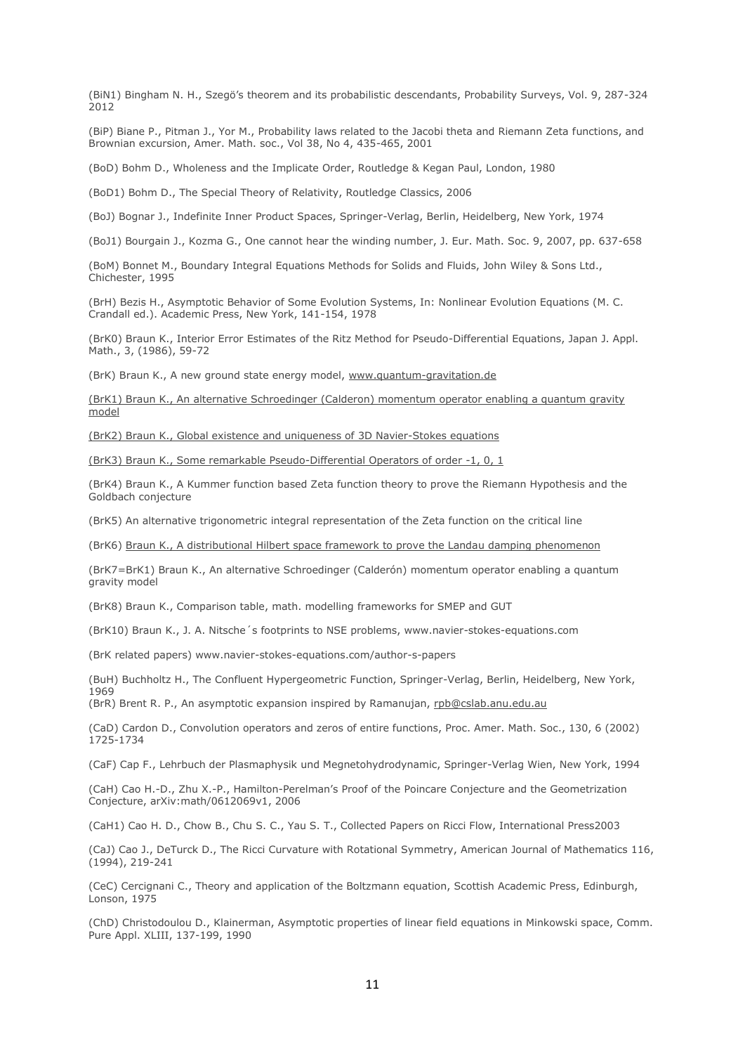(BiN1) Bingham N. H., Szegö's theorem and its probabilistic descendants, Probability Surveys, Vol. 9, 287-324 2012

(BiP) Biane P., Pitman J., Yor M., Probability laws related to the Jacobi theta and Riemann Zeta functions, and Brownian excursion, Amer. Math. soc., Vol 38, No 4, 435-465, 2001

(BoD) Bohm D., Wholeness and the Implicate Order, Routledge & Kegan Paul, London, 1980

(BoD1) Bohm D., The Special Theory of Relativity, Routledge Classics, 2006

(BoJ) Bognar J., Indefinite Inner Product Spaces, Springer-Verlag, Berlin, Heidelberg, New York, 1974

(BoJ1) Bourgain J., Kozma G., One cannot hear the winding number, J. Eur. Math. Soc. 9, 2007, pp. 637-658

(BoM) Bonnet M., Boundary Integral Equations Methods for Solids and Fluids, John Wiley & Sons Ltd., Chichester, 1995

(BrH) Bezis H., Asymptotic Behavior of Some Evolution Systems, In: Nonlinear Evolution Equations (M. C. Crandall ed.). Academic Press, New York, 141-154, 1978

(BrK0) Braun K., Interior Error Estimates of the Ritz Method for Pseudo-Differential Equations, Japan J. Appl. Math., 3, (1986), 59-72

(BrK) Braun K., A new ground state energy model, www.quantum-gravitation.de

(BrK1) Braun K., An alternative Schroedinger (Calderon) momentum operator enabling a quantum gravity model

(BrK2) Braun K., Global existence and uniqueness of 3D Navier-Stokes equations

(BrK3) Braun K., Some remarkable Pseudo-Differential Operators of order -1, 0, 1

(BrK4) Braun K., A Kummer function based Zeta function theory to prove the Riemann Hypothesis and the Goldbach conjecture

(BrK5) An alternative trigonometric integral representation of the Zeta function on the critical line

(BrK6) Braun K., A distributional Hilbert space framework to prove the Landau damping phenomenon

(BrK7=BrK1) Braun K., An alternative Schroedinger (Calderón) momentum operator enabling a quantum gravity model

(BrK8) Braun K., Comparison table, math. modelling frameworks for SMEP and GUT

(BrK10) Braun K., J. A. Nitsche´s footprints to NSE problems, www.navier-stokes-equations.com

(BrK related papers) www.navier-stokes-equations.com/author-s-papers

(BuH) Buchholtz H., The Confluent Hypergeometric Function, Springer-Verlag, Berlin, Heidelberg, New York, 1969

(BrR) Brent R. P., An asymptotic expansion inspired by Ramanujan, rpb@cslab.anu.edu.au

(CaD) Cardon D., Convolution operators and zeros of entire functions, Proc. Amer. Math. Soc., 130, 6 (2002) 1725-1734

(CaF) Cap F., Lehrbuch der Plasmaphysik und Megnetohydrodynamic, Springer-Verlag Wien, New York, 1994

(CaH) Cao H.-D., Zhu X.-P., Hamilton-Perelman's Proof of the Poincare Conjecture and the Geometrization Conjecture, arXiv:math/0612069v1, 2006

(CaH1) Cao H. D., Chow B., Chu S. C., Yau S. T., Collected Papers on Ricci Flow, International Press2003

(CaJ) Cao J., DeTurck D., The Ricci Curvature with Rotational Symmetry, American Journal of Mathematics 116, (1994), 219-241

(CeC) Cercignani C., Theory and application of the Boltzmann equation, Scottish Academic Press, Edinburgh, Lonson, 1975

(ChD) Christodoulou D., Klainerman, Asymptotic properties of linear field equations in Minkowski space, Comm. Pure Appl. XLIII, 137-199, 1990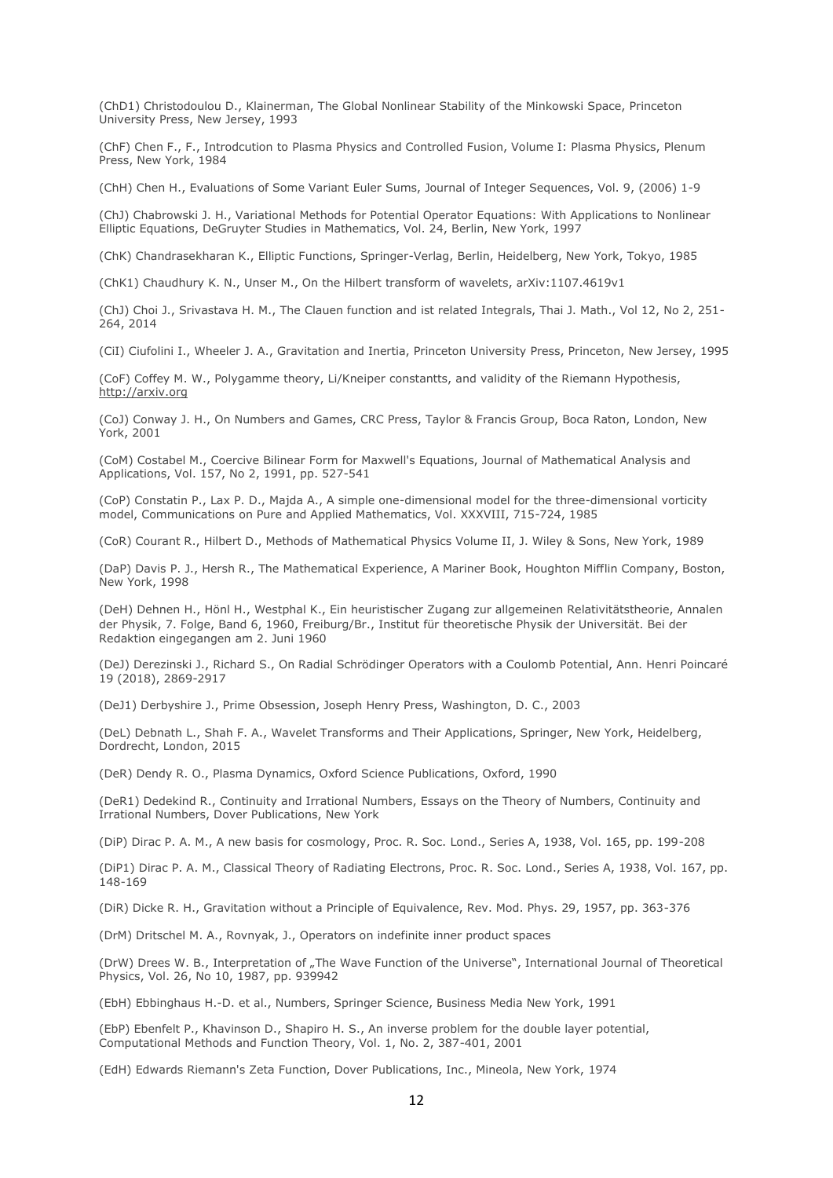(ChD1) Christodoulou D., Klainerman, The Global Nonlinear Stability of the Minkowski Space, Princeton University Press, New Jersey, 1993

(ChF) Chen F., F., Introdcution to Plasma Physics and Controlled Fusion, Volume I: Plasma Physics, Plenum Press, New York, 1984

(ChH) Chen H., Evaluations of Some Variant Euler Sums, Journal of Integer Sequences, Vol. 9, (2006) 1-9

(ChJ) Chabrowski J. H., Variational Methods for Potential Operator Equations: With Applications to Nonlinear Elliptic Equations, DeGruyter Studies in Mathematics, Vol. 24, Berlin, New York, 1997

(ChK) Chandrasekharan K., Elliptic Functions, Springer-Verlag, Berlin, Heidelberg, New York, Tokyo, 1985

(ChK1) Chaudhury K. N., Unser M., On the Hilbert transform of wavelets, arXiv:1107.4619v1

(ChJ) Choi J., Srivastava H. M., The Clauen function and ist related Integrals, Thai J. Math., Vol 12, No 2, 251-264, 2014

(CiI) Ciufolini I., Wheeler J. A., Gravitation and Inertia, Princeton University Press, Princeton, New Jersey, 1995

(CoF) Coffey M. W., Polygamme theory, Li/Kneiper constantts, and validity of the Riemann Hypothesis, http://arxiv.org

(CoJ) Conway J. H., On Numbers and Games, CRC Press, Taylor & Francis Group, Boca Raton, London, New York, 2001

(CoM) Costabel M., Coercive Bilinear Form for Maxwell's Equations, Journal of Mathematical Analysis and Applications, Vol. 157, No 2, 1991, pp. 527-541

(CoP) Constatin P., Lax P. D., Majda A., A simple one-dimensional model for the three-dimensional vorticity model, Communications on Pure and Applied Mathematics, Vol. XXXVIII, 715-724, 1985

(CoR) Courant R., Hilbert D., Methods of Mathematical Physics Volume II, J. Wiley & Sons, New York, 1989

(DaP) Davis P. J., Hersh R., The Mathematical Experience, A Mariner Book, Houghton Mifflin Company, Boston, New York, 1998

(DeH) Dehnen H., Hönl H., Westphal K., Ein heuristischer Zugang zur allgemeinen Relativitätstheorie, Annalen der Physik, 7. Folge, Band 6, 1960, Freiburg/Br., Institut für theoretische Physik der Universität. Bei der Redaktion eingegangen am 2. Juni 1960

(DeJ) Derezinski J., Richard S., On Radial Schrödinger Operators with a Coulomb Potential, Ann. Henri Poincaré 19 (2018), 2869-2917

(DeJ1) Derbyshire J., Prime Obsession, Joseph Henry Press, Washington, D. C., 2003

(DeL) Debnath L., Shah F. A., Wavelet Transforms and Their Applications, Springer, New York, Heidelberg, Dordrecht, London, 2015

(DeR) Dendy R. O., Plasma Dynamics, Oxford Science Publications, Oxford, 1990

(DeR1) Dedekind R., Continuity and Irrational Numbers, Essays on the Theory of Numbers, Continuity and Irrational Numbers, Dover Publications, New York

(DiP) Dirac P. A. M., A new basis for cosmology, Proc. R. Soc. Lond., Series A, 1938, Vol. 165, pp. 199-208

(DiP1) Dirac P. A. M., Classical Theory of Radiating Electrons, Proc. R. Soc. Lond., Series A, 1938, Vol. 167, pp. 148-169

(DiR) Dicke R. H., Gravitation without a Principle of Equivalence, Rev. Mod. Phys. 29, 1957, pp. 363-376

(DrM) Dritschel M. A., Rovnyak, J., Operators on indefinite inner product spaces

(DrW) Drees W. B., Interpretation of „The Wave Function of the Universe", International Journal of Theoretical Physics, Vol. 26, No 10, 1987, pp. 939942

(EbH) Ebbinghaus H.-D. et al., Numbers, Springer Science, Business Media New York, 1991

(EbP) Ebenfelt P., Khavinson D., Shapiro H. S., An inverse problem for the double layer potential, Computational Methods and Function Theory, Vol. 1, No. 2, 387-401, 2001

(EdH) Edwards Riemann's Zeta Function, Dover Publications, Inc., Mineola, New York, 1974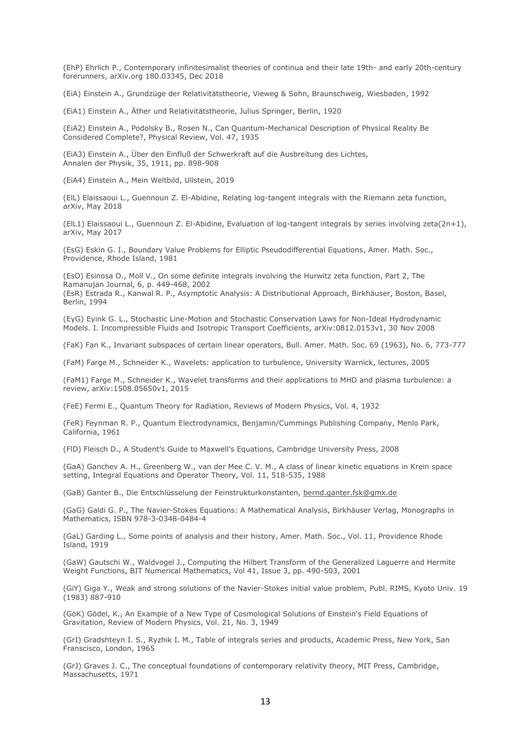(EhP) Ehrlich P., Contemporary infinitesimalist theories of continua and their late 19th- and early 20th-century forerunners, arXiv.org 180.03345, Dec 2018

(EiA) Einstein A., Grundzüge der Relativitätstheorie, Vieweg & Sohn, Braunschweig, Wiesbaden, 1992

(EiA1) Einstein A., Äther und Relativitätstheorie, Julius Springer, Berlin, 1920

(EiA2) Einstein A., Podolsky B., Rosen N., Can Quantum-Mechanical Description of Physical Reality Be Considered Complete?, Physical Review, Vol. 47, 1935

(EiA3) Einstein A., Über den Einfluß der Schwerkraft auf die Ausbreitung des Lichtes, Annalen der Physik, 35, 1911, pp. 898-908

(EiA4) Einstein A., Mein Weltbild, Ullstein, 2019

(ElL) Elaissaoui L., Guennoun Z. El-Abidine, Relating log-tangent integrals with the Riemann zeta function, arXiv, May 2018

(ElL1) Elaissaoui L., Guennoun Z. El-Abidine, Evaluation of log-tangent integrals by series involving zeta(2n+1), arXiv, May 2017

(EsG) Eskin G. I., Boundary Value Problems for Elliptic Pseudodifferential Equations, Amer. Math. Soc., Providence, Rhode Island, 1981

(EsO) Esinosa O., Moll V., On some definite integrals involving the Hurwitz zeta function, Part 2, The Ramanujan Journal, 6, p. 449-468, 2002
(EsR) Estrada R., Kanwal R. P., Asymptotic Analysis: A Distributional Approach, Birkhäuser, Boston, Basel, Berlin, 1994

(EyG) Eyink G. L., Stochastic Line-Motion and Stochastic Conservation Laws for Non-Ideal Hydrodynamic Models. I. Incompressible Fluids and Isotropic Transport Coefficients, arXiv:0812.0153v1, 30 Nov 2008

(FaK) Fan K., Invariant subspaces of certain linear operators, Bull. Amer. Math. Soc. 69 (1963), No. 6, 773-777

(FaM) Farge M., Schneider K., Wavelets: application to turbulence, University Warnick, lectures, 2005

(FaM1) Farge M., Schneider K., Wavelet transforms and their applications to MHD and plasma turbulence: a review, arXiv:1508.05650v1, 2015

(FeE) Fermi E., Quantum Theory for Radiation, Reviews of Modern Physics, Vol. 4, 1932

(FeR) Feynman R. P., Quantum Electrodynamics, Benjamin/Cummings Publishing Company, Menlo Park, California, 1961

(FlD) Fleisch D., A Student's Guide to Maxwell's Equations, Cambridge University Press, 2008

(GaA) Ganchev A. H., Greenberg W., van der Mee C. V. M., A class of linear kinetic equations in Krein space setting, Integral Equations and Operator Theory, Vol. 11, 518-535, 1988

(GaB) Ganter B., Die Entschlüsselung der Feinstrukturkonstanten, bernd.ganter.fsk@gmx.de

(GaG) Galdi G. P., The Navier-Stokes Equations: A Mathematical Analysis, Birkhäuser Verlag, Monographs in Mathematics, ISBN 978-3-0348-0484-4

(GaL) Garding L., Some points of analysis and their history, Amer. Math. Soc., Vol. 11, Providence Rhode Island, 1919

(GaW) Gautschi W., Waldvogel J., Computing the Hilbert Transform of the Generalized Laguerre and Hermite Weight Functions, BIT Numerical Mathematics, Vol 41, Issue 3, pp. 490-503, 2001

(GiY) Giga Y., Weak and strong solutions of the Navier-Stokes initial value problem, Publ. RIMS, Kyoto Univ. 19 (1983) 887-910

(GöK) Gödel, K., An Example of a New Type of Cosmological Solutions of Einstein's Field Equations of Gravitation, Review of Modern Physics, Vol. 21, No. 3, 1949

(GrI) Gradshteyn I. S., Ryzhik I. M., Table of integrals series and products, Academic Press, New York, San Franscisco, London, 1965

(GrJ) Graves J. C., The conceptual foundations of contemporary relativity theory, MIT Press, Cambridge, Massachusetts, 1971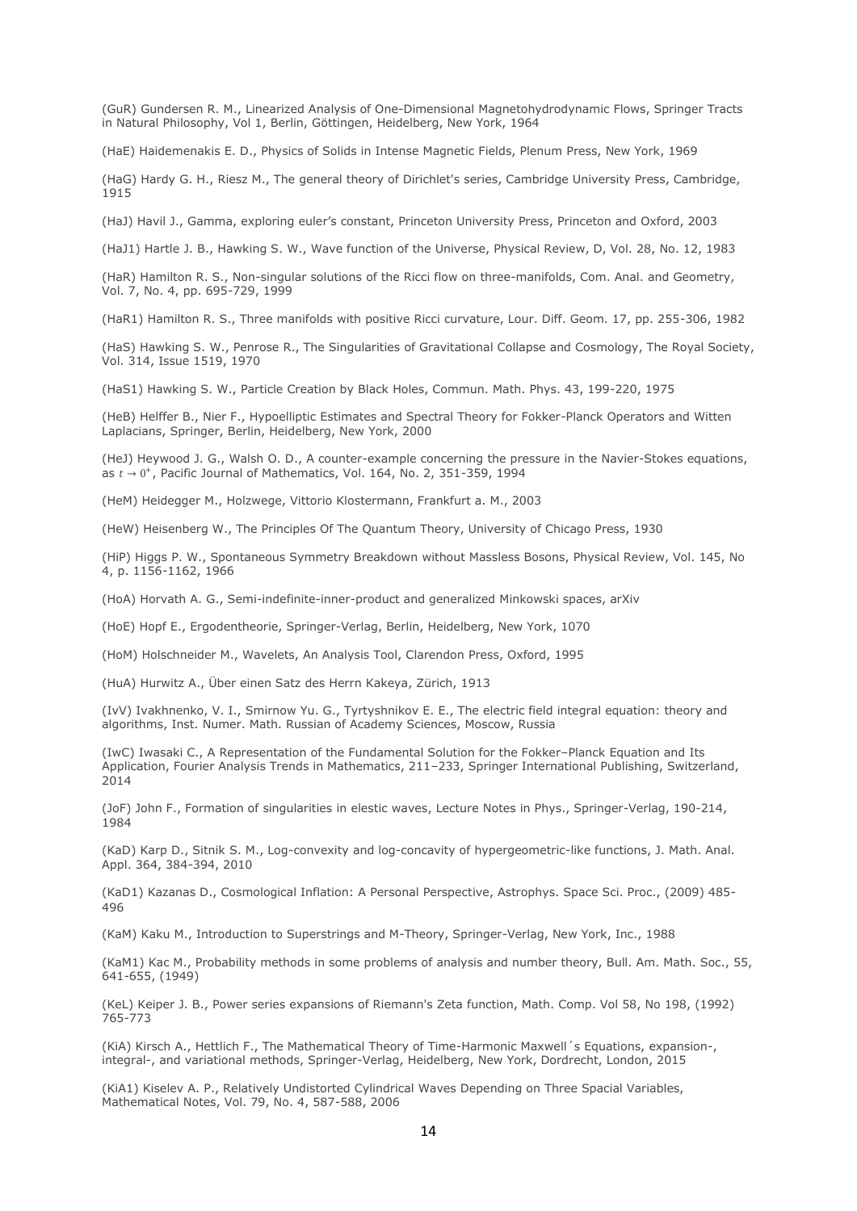(GuR) Gundersen R. M., Linearized Analysis of One-Dimensional Magnetohydrodynamic Flows, Springer Tracts in Natural Philosophy, Vol 1, Berlin, Göttingen, Heidelberg, New York, 1964

(HaE) Haidemenakis E. D., Physics of Solids in Intense Magnetic Fields, Plenum Press, New York, 1969

(HaG) Hardy G. H., Riesz M., The general theory of Dirichlet's series, Cambridge University Press, Cambridge, 1915

(HaJ) Havil J., Gamma, exploring euler's constant, Princeton University Press, Princeton and Oxford, 2003

(HaJ1) Hartle J. B., Hawking S. W., Wave function of the Universe, Physical Review, D, Vol. 28, No. 12, 1983

(HaR) Hamilton R. S., Non-singular solutions of the Ricci flow on three-manifolds, Com. Anal. and Geometry, Vol. 7, No. 4, pp. 695-729, 1999

(HaR1) Hamilton R. S., Three manifolds with positive Ricci curvature, Lour. Diff. Geom. 17, pp. 255-306, 1982

(HaS) Hawking S. W., Penrose R., The Singularities of Gravitational Collapse and Cosmology, The Royal Society, Vol. 314, Issue 1519, 1970

(HaS1) Hawking S. W., Particle Creation by Black Holes, Commun. Math. Phys. 43, 199-220, 1975

(HeB) Helffer B., Nier F., Hypoelliptic Estimates and Spectral Theory for Fokker-Planck Operators and Witten Laplacians, Springer, Berlin, Heidelberg, New York, 2000

(HeJ) Heywood J. G., Walsh O. D., A counter-example concerning the pressure in the Navier-Stokes equations, as $t \to 0^{+}$, Pacific Journal of Mathematics, Vol. 164, No. 2, 351-359, 1994

(HeM) Heidegger M., Holzwege, Vittorio Klostermann, Frankfurt a. M., 2003

(HeW) Heisenberg W., The Principles Of The Quantum Theory, University of Chicago Press, 1930

(HiP) Higgs P. W., Spontaneous Symmetry Breakdown without Massless Bosons, Physical Review, Vol. 145, No 4, p. 1156-1162, 1966

(HoA) Horvath A. G., Semi-indefinite-inner-product and generalized Minkowski spaces, arXiv

(HoE) Hopf E., Ergodentheorie, Springer-Verlag, Berlin, Heidelberg, New York, 1070

(HoM) Holschneider M., Wavelets, An Analysis Tool, Clarendon Press, Oxford, 1995

(HuA) Hurwitz A., Über einen Satz des Herrn Kakeya, Zürich, 1913

(IvV) Ivakhnenko, V. I., Smirnow Yu. G., Tyrtyshnikov E. E., The electric field integral equation: theory and algorithms, Inst. Numer. Math. Russian of Academy Sciences, Moscow, Russia

(IwC) Iwasaki C., A Representation of the Fundamental Solution for the Fokker–Planck Equation and Its Application, Fourier Analysis Trends in Mathematics, 211–233, Springer International Publishing, Switzerland, 2014

(JoF) John F., Formation of singularities in elestic waves, Lecture Notes in Phys., Springer-Verlag, 190-214, 1984

(KaD) Karp D., Sitnik S. M., Log-convexity and log-concavity of hypergeometric-like functions, J. Math. Anal. Appl. 364, 384-394, 2010

(KaD1) Kazanas D., Cosmological Inflation: A Personal Perspective, Astrophys. Space Sci. Proc., (2009) 485-496

(KaM) Kaku M., Introduction to Superstrings and M-Theory, Springer-Verlag, New York, Inc., 1988

(KaM1) Kac M., Probability methods in some problems of analysis and number theory, Bull. Am. Math. Soc., 55, 641-655, (1949)

(KeL) Keiper J. B., Power series expansions of Riemann's Zeta function, Math. Comp. Vol 58, No 198, (1992) 765-773

(KiA) Kirsch A., Hettlich F., The Mathematical Theory of Time-Harmonic Maxwell´s Equations, expansion-, integral-, and variational methods, Springer-Verlag, Heidelberg, New York, Dordrecht, London, 2015

(KiA1) Kiselev A. P., Relatively Undistorted Cylindrical Waves Depending on Three Spacial Variables, Mathematical Notes, Vol. 79, No. 4, 587-588, 2006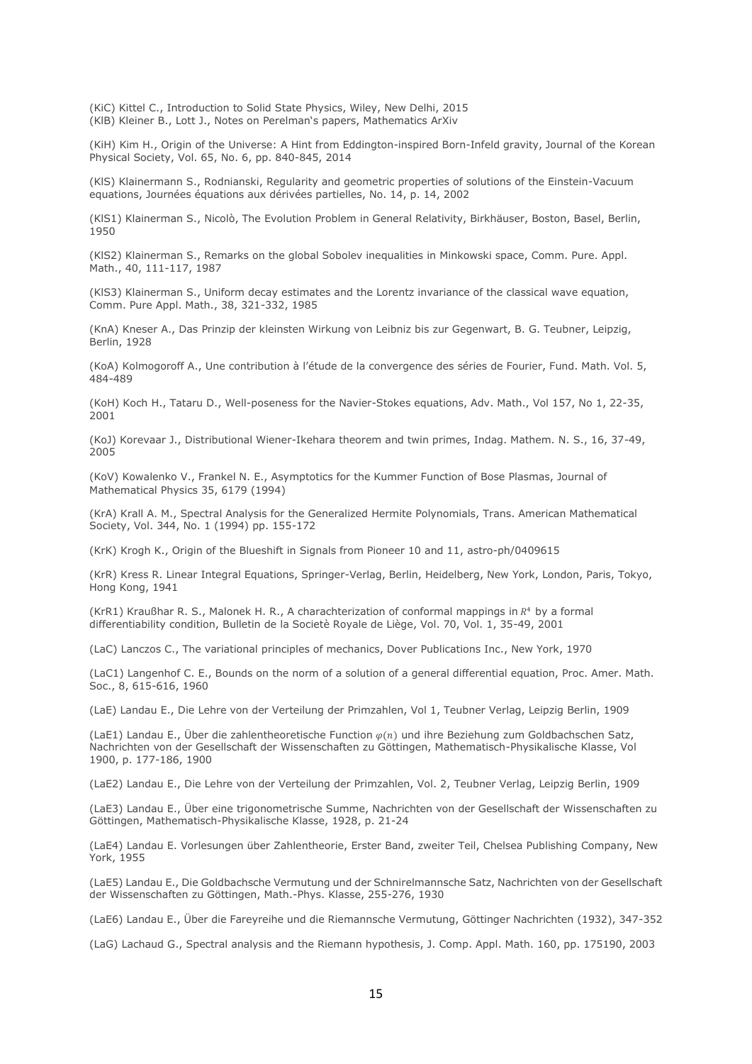(KiC) Kittel C., Introduction to Solid State Physics, Wiley, New Delhi, 2015
(KlB) Kleiner B., Lott J., Notes on Perelman's papers, Mathematics ArXiv

(KiH) Kim H., Origin of the Universe: A Hint from Eddington-inspired Born-Infeld gravity, Journal of the Korean Physical Society, Vol. 65, No. 6, pp. 840-845, 2014

(KlS) Klainermann S., Rodnianski, Regularity and geometric properties of solutions of the Einstein-Vacuum equations, Journées équations aux dérivées partielles, No. 14, p. 14, 2002

(KlS1) Klainerman S., Nicolò, The Evolution Problem in General Relativity, Birkhäuser, Boston, Basel, Berlin, 1950

(KlS2) Klainerman S., Remarks on the global Sobolev inequalities in Minkowski space, Comm. Pure. Appl. Math., 40, 111-117, 1987

(KlS3) Klainerman S., Uniform decay estimates and the Lorentz invariance of the classical wave equation, Comm. Pure Appl. Math., 38, 321-332, 1985

(KnA) Kneser A., Das Prinzip der kleinsten Wirkung von Leibniz bis zur Gegenwart, B. G. Teubner, Leipzig, Berlin, 1928

(KoA) Kolmogoroff A., Une contribution à l'étude de la convergence des séries de Fourier, Fund. Math. Vol. 5, 484-489

(KoH) Koch H., Tataru D., Well-poseness for the Navier-Stokes equations, Adv. Math., Vol 157, No 1, 22-35, 2001

(KoJ) Korevaar J., Distributional Wiener-Ikehara theorem and twin primes, Indag. Mathem. N. S., 16, 37-49, 2005

(KoV) Kowalenko V., Frankel N. E., Asymptotics for the Kummer Function of Bose Plasmas, Journal of Mathematical Physics 35, 6179 (1994)

(KrA) Krall A. M., Spectral Analysis for the Generalized Hermite Polynomials, Trans. American Mathematical Society, Vol. 344, No. 1 (1994) pp. 155-172

(KrK) Krogh K., Origin of the Blueshift in Signals from Pioneer 10 and 11, astro-ph/0409615

(KrR) Kress R. Linear Integral Equations, Springer-Verlag, Berlin, Heidelberg, New York, London, Paris, Tokyo, Hong Kong, 1941

(KrR1) Kraußhar R. S., Malonek H. R., A charachterization of conformal mappings in $R^4$ by a formal differentiability condition, Bulletin de la Societè Royale de Liège, Vol. 70, Vol. 1, 35-49, 2001

(LaC) Lanczos C., The variational principles of mechanics, Dover Publications Inc., New York, 1970

(LaC1) Langenhof C. E., Bounds on the norm of a solution of a general differential equation, Proc. Amer. Math. Soc., 8, 615-616, 1960

(LaE) Landau E., Die Lehre von der Verteilung der Primzahlen, Vol 1, Teubner Verlag, Leipzig Berlin, 1909

(LaE1) Landau E., Über die zahlentheoretische Function $\varphi(n)$ und ihre Beziehung zum Goldbachschen Satz, Nachrichten von der Gesellschaft der Wissenschaften zu Göttingen, Mathematisch-Physikalische Klasse, Vol 1900, p. 177-186, 1900

(LaE2) Landau E., Die Lehre von der Verteilung der Primzahlen, Vol. 2, Teubner Verlag, Leipzig Berlin, 1909

(LaE3) Landau E., Über eine trigonometrische Summe, Nachrichten von der Gesellschaft der Wissenschaften zu Göttingen, Mathematisch-Physikalische Klasse, 1928, p. 21-24

(LaE4) Landau E. Vorlesungen über Zahlentheorie, Erster Band, zweiter Teil, Chelsea Publishing Company, New York, 1955

(LaE5) Landau E., Die Goldbachsche Vermutung und der Schnirelmannsche Satz, Nachrichten von der Gesellschaft der Wissenschaften zu Göttingen, Math.-Phys. Klasse, 255-276, 1930

(LaE6) Landau E., Über die Fareyreihe und die Riemannsche Vermutung, Göttinger Nachrichten (1932), 347-352

(LaG) Lachaud G., Spectral analysis and the Riemann hypothesis, J. Comp. Appl. Math. 160, pp. 175190, 2003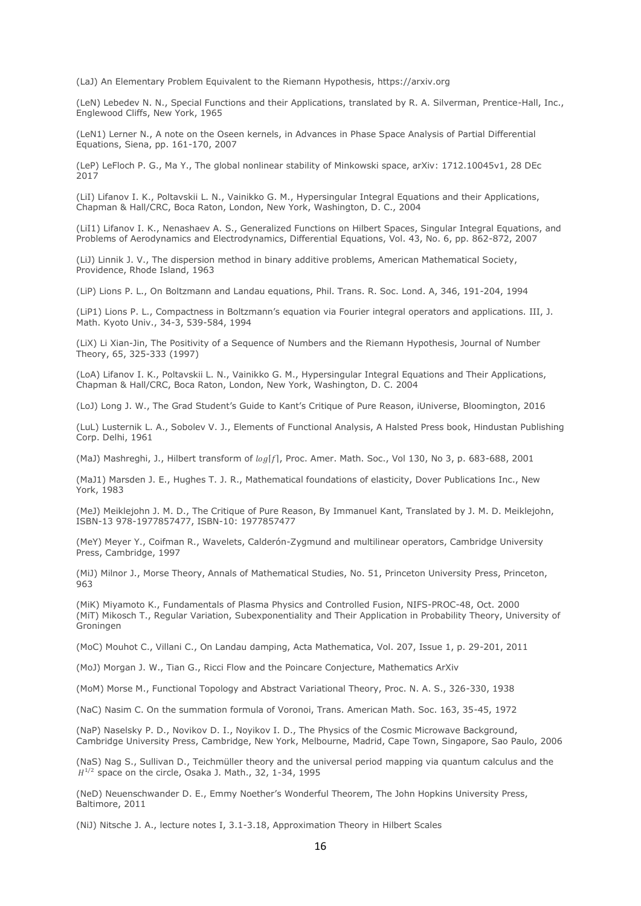(LaJ) An Elementary Problem Equivalent to the Riemann Hypothesis, https://arxiv.org

(LeN) Lebedev N. N., Special Functions and their Applications, translated by R. A. Silverman, Prentice-Hall, Inc., Englewood Cliffs, New York, 1965

(LeN1) Lerner N., A note on the Oseen kernels, in Advances in Phase Space Analysis of Partial Differential Equations, Siena, pp. 161-170, 2007

(LeP) LeFloch P. G., Ma Y., The global nonlinear stability of Minkowski space, arXiv: 1712.10045v1, 28 DEc 2017

(LiI) Lifanov I. K., Poltavskii L. N., Vainikko G. M., Hypersingular Integral Equations and their Applications, Chapman & Hall/CRC, Boca Raton, London, New York, Washington, D. C., 2004

(LiI1) Lifanov I. K., Nenashaev A. S., Generalized Functions on Hilbert Spaces, Singular Integral Equations, and Problems of Aerodynamics and Electrodynamics, Differential Equations, Vol. 43, No. 6, pp. 862-872, 2007

(LiJ) Linnik J. V., The dispersion method in binary additive problems, American Mathematical Society, Providence, Rhode Island, 1963

(LiP) Lions P. L., On Boltzmann and Landau equations, Phil. Trans. R. Soc. Lond. A, 346, 191-204, 1994

(LiP1) Lions P. L., Compactness in Boltzmann's equation via Fourier integral operators and applications. III, J. Math. Kyoto Univ., 34-3, 539-584, 1994

(LiX) Li Xian-Jin, The Positivity of a Sequence of Numbers and the Riemann Hypothesis, Journal of Number Theory, 65, 325-333 (1997)

(LoA) Lifanov I. K., Poltavskii L. N., Vainikko G. M., Hypersingular Integral Equations and Their Applications, Chapman & Hall/CRC, Boca Raton, London, New York, Washington, D. C. 2004

(LoJ) Long J. W., The Grad Student's Guide to Kant's Critique of Pure Reason, iUniverse, Bloomington, 2016

(LuL) Lusternik L. A., Sobolev V. J., Elements of Functional Analysis, A Halsted Press book, Hindustan Publishing Corp. Delhi, 1961

(MaJ) Mashreghi, J., Hilbert transform of $log[f]$, Proc. Amer. Math. Soc., Vol 130, No 3, p. 683-688, 2001

(MaJ1) Marsden J. E., Hughes T. J. R., Mathematical foundations of elasticity, Dover Publications Inc., New York, 1983

(MeJ) Meiklejohn J. M. D., The Critique of Pure Reason, By Immanuel Kant, Translated by J. M. D. Meiklejohn, ISBN-13 978-1977857477, ISBN-10: 1977857477

(MeY) Meyer Y., Coifman R., Wavelets, Calderón-Zygmund and multilinear operators, Cambridge University Press, Cambridge, 1997

(MiJ) Milnor J., Morse Theory, Annals of Mathematical Studies, No. 51, Princeton University Press, Princeton, 963

(MiK) Miyamoto K., Fundamentals of Plasma Physics and Controlled Fusion, NIFS-PROC-48, Oct. 2000
(MiT) Mikosch T., Regular Variation, Subexponentiality and Their Application in Probability Theory, University of Groningen

(MoC) Mouhot C., Villani C., On Landau damping, Acta Mathematica, Vol. 207, Issue 1, p. 29-201, 2011

(MoJ) Morgan J. W., Tian G., Ricci Flow and the Poincare Conjecture, Mathematics ArXiv

(MoM) Morse M., Functional Topology and Abstract Variational Theory, Proc. N. A. S., 326-330, 1938

(NaC) Nasim C. On the summation formula of Voronoi, Trans. American Math. Soc. 163, 35-45, 1972

(NaP) Naselsky P. D., Novikov D. I., Noyikov I. D., The Physics of the Cosmic Microwave Background, Cambridge University Press, Cambridge, New York, Melbourne, Madrid, Cape Town, Singapore, Sao Paulo, 2006

(NaS) Nag S., Sullivan D., Teichmüller theory and the universal period mapping via quantum calculus and the $H^{1/2}$ space on the circle, Osaka J. Math., 32, 1-34, 1995

(NeD) Neuenschwander D. E., Emmy Noether's Wonderful Theorem, The John Hopkins University Press, Baltimore, 2011

(NiJ) Nitsche J. A., lecture notes I, 3.1-3.18, Approximation Theory in Hilbert Scales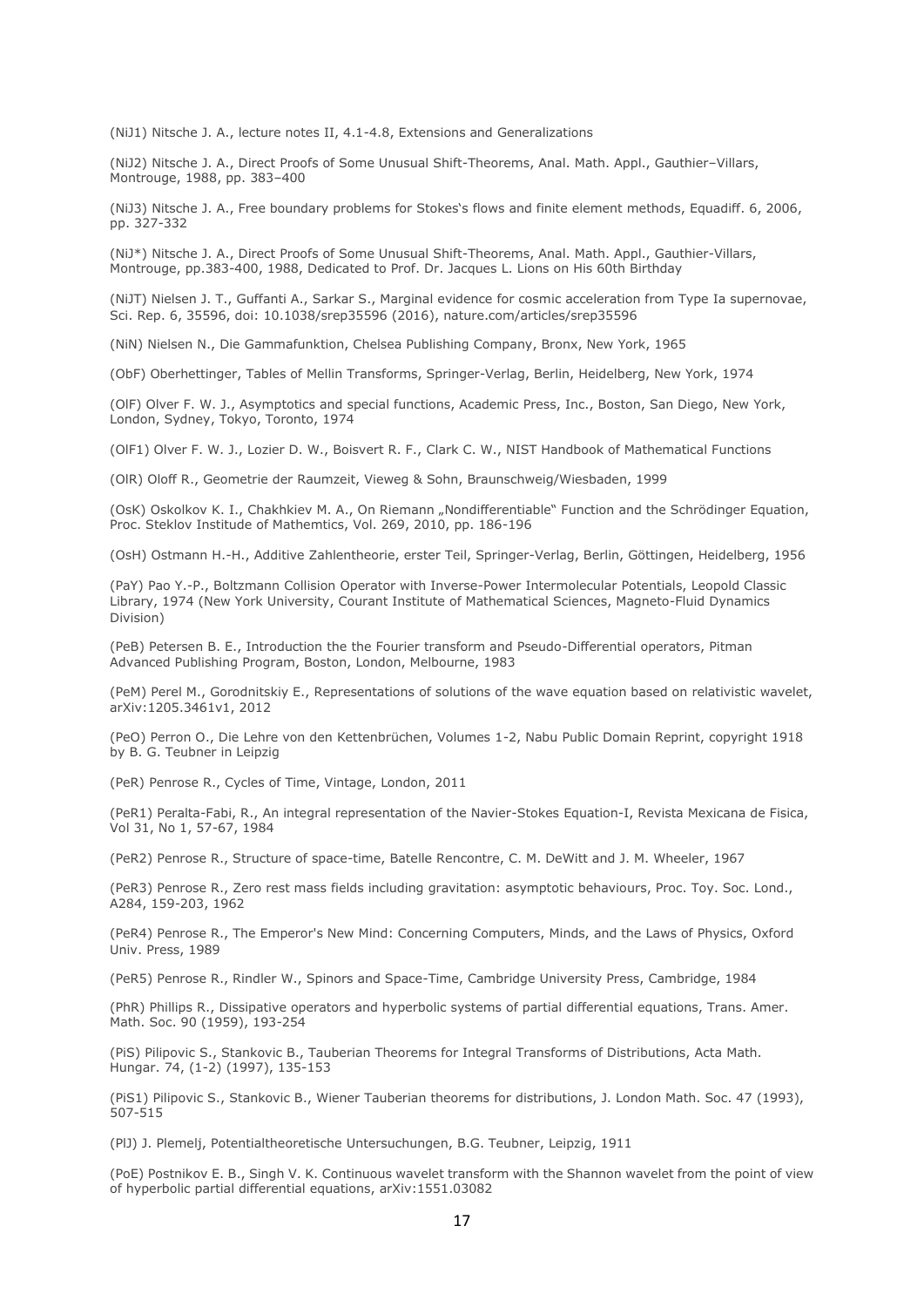(NiJ1) Nitsche J. A., lecture notes II, 4.1-4.8, Extensions and Generalizations

(NiJ2) Nitsche J. A., Direct Proofs of Some Unusual Shift-Theorems, Anal. Math. Appl., Gauthier–Villars, Montrouge, 1988, pp. 383–400

(NiJ3) Nitsche J. A., Free boundary problems for Stokes's flows and finite element methods, Equadiff. 6, 2006, pp. 327-332

(NiJ*) Nitsche J. A., Direct Proofs of Some Unusual Shift-Theorems, Anal. Math. Appl., Gauthier-Villars, Montrouge, pp.383-400, 1988, Dedicated to Prof. Dr. Jacques L. Lions on His 60th Birthday

(NiJT) Nielsen J. T., Guffanti A., Sarkar S., Marginal evidence for cosmic acceleration from Type Ia supernovae, Sci. Rep. 6, 35596, doi: 10.1038/srep35596 (2016), nature.com/articles/srep35596

(NiN) Nielsen N., Die Gammafunktion, Chelsea Publishing Company, Bronx, New York, 1965

(ObF) Oberhettinger, Tables of Mellin Transforms, Springer-Verlag, Berlin, Heidelberg, New York, 1974

(OlF) Olver F. W. J., Asymptotics and special functions, Academic Press, Inc., Boston, San Diego, New York, London, Sydney, Tokyo, Toronto, 1974

(OlF1) Olver F. W. J., Lozier D. W., Boisvert R. F., Clark C. W., NIST Handbook of Mathematical Functions

(OlR) Oloff R., Geometrie der Raumzeit, Vieweg & Sohn, Braunschweig/Wiesbaden, 1999

(OsK) Oskolkov K. I., Chakhkiev M. A., On Riemann „Nondifferentiable" Function and the Schrödinger Equation, Proc. Steklov Institude of Mathemtics, Vol. 269, 2010, pp. 186-196

(OsH) Ostmann H.-H., Additive Zahlentheorie, erster Teil, Springer-Verlag, Berlin, Göttingen, Heidelberg, 1956

(PaY) Pao Y.-P., Boltzmann Collision Operator with Inverse-Power Intermolecular Potentials, Leopold Classic Library, 1974 (New York University, Courant Institute of Mathematical Sciences, Magneto-Fluid Dynamics Division)

(PeB) Petersen B. E., Introduction the the Fourier transform and Pseudo-Differential operators, Pitman Advanced Publishing Program, Boston, London, Melbourne, 1983

(PeM) Perel M., Gorodnitskiy E., Representations of solutions of the wave equation based on relativistic wavelet, arXiv:1205.3461v1, 2012

(PeO) Perron O., Die Lehre von den Kettenbrüchen, Volumes 1-2, Nabu Public Domain Reprint, copyright 1918 by B. G. Teubner in Leipzig

(PeR) Penrose R., Cycles of Time, Vintage, London, 2011

(PeR1) Peralta-Fabi, R., An integral representation of the Navier-Stokes Equation-I, Revista Mexicana de Fisica, Vol 31, No 1, 57-67, 1984

(PeR2) Penrose R., Structure of space-time, Batelle Rencontre, C. M. DeWitt and J. M. Wheeler, 1967

(PeR3) Penrose R., Zero rest mass fields including gravitation: asymptotic behaviours, Proc. Toy. Soc. Lond., A284, 159-203, 1962

(PeR4) Penrose R., The Emperor's New Mind: Concerning Computers, Minds, and the Laws of Physics, Oxford Univ. Press, 1989

(PeR5) Penrose R., Rindler W., Spinors and Space-Time, Cambridge University Press, Cambridge, 1984

(PhR) Phillips R., Dissipative operators and hyperbolic systems of partial differential equations, Trans. Amer. Math. Soc. 90 (1959), 193-254

(PiS) Pilipovic S., Stankovic B., Tauberian Theorems for Integral Transforms of Distributions, Acta Math. Hungar. 74, (1-2) (1997), 135-153

(PiS1) Pilipovic S., Stankovic B., Wiener Tauberian theorems for distributions, J. London Math. Soc. 47 (1993), 507-515

(PlJ) J. Plemelj, Potentialtheoretische Untersuchungen, B.G. Teubner, Leipzig, 1911

(PoE) Postnikov E. B., Singh V. K. Continuous wavelet transform with the Shannon wavelet from the point of view of hyperbolic partial differential equations, arXiv:1551.03082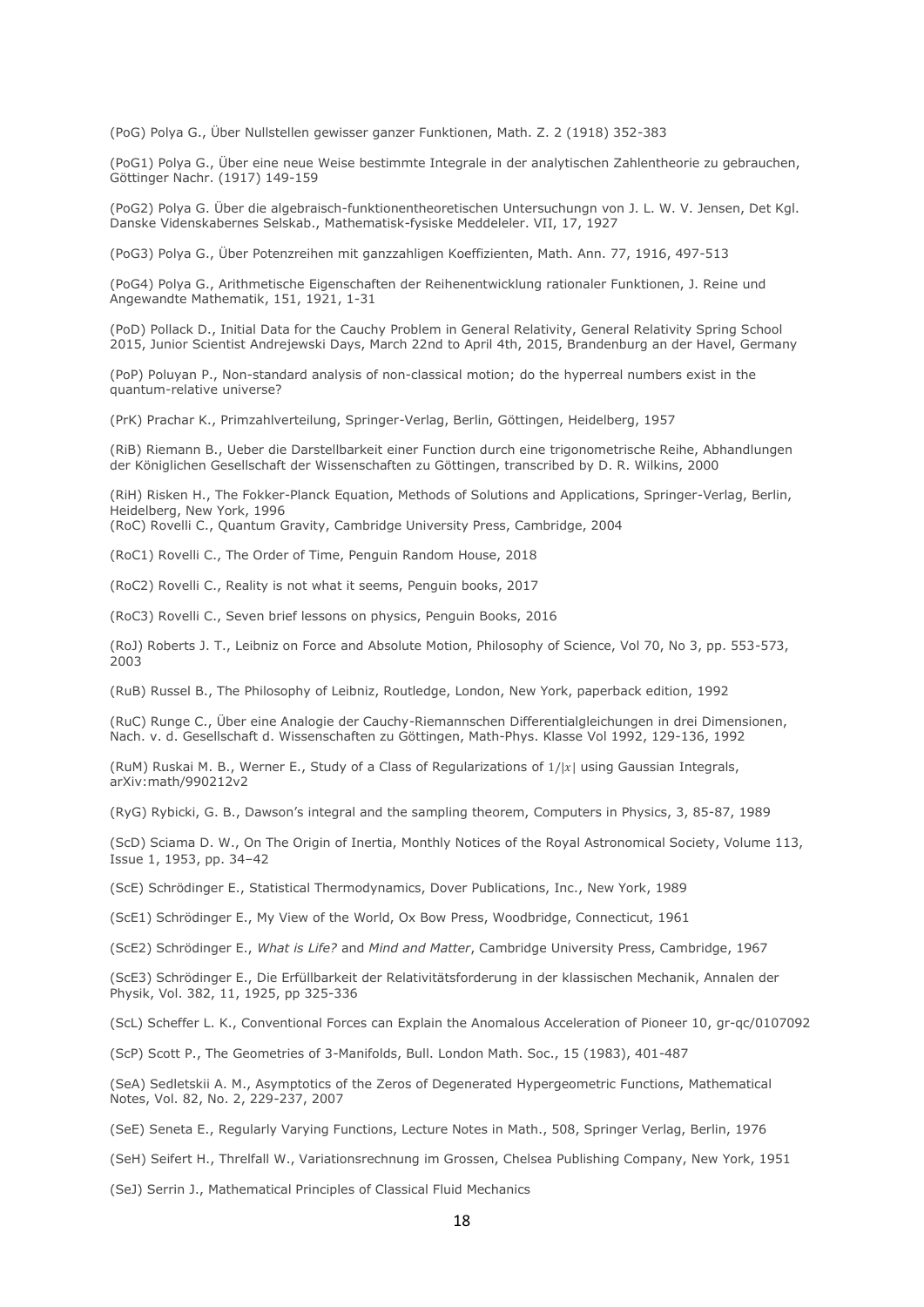(PoG) Polya G., Über Nullstellen gewisser ganzer Funktionen, Math. Z. 2 (1918) 352-383

(PoG1) Polya G., Über eine neue Weise bestimmte Integrale in der analytischen Zahlentheorie zu gebrauchen, Göttinger Nachr. (1917) 149-159

(PoG2) Polya G. Über die algebraisch-funktionentheoretischen Untersuchungn von J. L. W. V. Jensen, Det Kgl. Danske Videnskabernes Selskab., Mathematisk-fysiske Meddeleler. VII, 17, 1927

(PoG3) Polya G., Über Potenzreihen mit ganzzahligen Koeffizienten, Math. Ann. 77, 1916, 497-513

(PoG4) Polya G., Arithmetische Eigenschaften der Reihenentwicklung rationaler Funktionen, J. Reine und Angewandte Mathematik, 151, 1921, 1-31

(PoD) Pollack D., Initial Data for the Cauchy Problem in General Relativity, General Relativity Spring School 2015, Junior Scientist Andrejewski Days, March 22nd to April 4th, 2015, Brandenburg an der Havel, Germany

(PoP) Poluyan P., Non-standard analysis of non-classical motion; do the hyperreal numbers exist in the quantum-relative universe?

(PrK) Prachar K., Primzahlverteilung, Springer-Verlag, Berlin, Göttingen, Heidelberg, 1957

(RiB) Riemann B., Ueber die Darstellbarkeit einer Function durch eine trigonometrische Reihe, Abhandlungen der Königlichen Gesellschaft der Wissenschaften zu Göttingen, transcribed by D. R. Wilkins, 2000

(RiH) Risken H., The Fokker-Planck Equation, Methods of Solutions and Applications, Springer-Verlag, Berlin, Heidelberg, New York, 1996

(RoC) Rovelli C., Quantum Gravity, Cambridge University Press, Cambridge, 2004

(RoC1) Rovelli C., The Order of Time, Penguin Random House, 2018

(RoC2) Rovelli C., Reality is not what it seems, Penguin books, 2017

(RoC3) Rovelli C., Seven brief lessons on physics, Penguin Books, 2016

(RoJ) Roberts J. T., Leibniz on Force and Absolute Motion, Philosophy of Science, Vol 70, No 3, pp. 553-573, 2003

(RuB) Russel B., The Philosophy of Leibniz, Routledge, London, New York, paperback edition, 1992

(RuC) Runge C., Über eine Analogie der Cauchy-Riemannschen Differentialgleichungen in drei Dimensionen, Nach. v. d. Gesellschaft d. Wissenschaften zu Göttingen, Math-Phys. Klasse Vol 1992, 129-136, 1992

(RuM) Ruskai M. B., Werner E., Study of a Class of Regularizations of $1/|x|$ using Gaussian Integrals, arXiv:math/990212v2

(RyG) Rybicki, G. B., Dawson's integral and the sampling theorem, Computers in Physics, 3, 85-87, 1989

(ScD) Sciama D. W., On The Origin of Inertia, Monthly Notices of the Royal Astronomical Society, Volume 113, Issue 1, 1953, pp. 34–42

(ScE) Schrödinger E., Statistical Thermodynamics, Dover Publications, Inc., New York, 1989

(ScE1) Schrödinger E., My View of the World, Ox Bow Press, Woodbridge, Connecticut, 1961

(ScE2) Schrödinger E., *What is Life?* and *Mind and Matter*, Cambridge University Press, Cambridge, 1967

(ScE3) Schrödinger E., Die Erfüllbarkeit der Relativitätsforderung in der klassischen Mechanik, Annalen der Physik, Vol. 382, 11, 1925, pp 325-336

(ScL) Scheffer L. K., Conventional Forces can Explain the Anomalous Acceleration of Pioneer 10, gr-qc/0107092

(ScP) Scott P., The Geometries of 3-Manifolds, Bull. London Math. Soc., 15 (1983), 401-487

(SeA) Sedletskii A. M., Asymptotics of the Zeros of Degenerated Hypergeometric Functions, Mathematical Notes, Vol. 82, No. 2, 229-237, 2007

(SeE) Seneta E., Regularly Varying Functions, Lecture Notes in Math., 508, Springer Verlag, Berlin, 1976

(SeH) Seifert H., Threlfall W., Variationsrechnung im Grossen, Chelsea Publishing Company, New York, 1951

(SeJ) Serrin J., Mathematical Principles of Classical Fluid Mechanics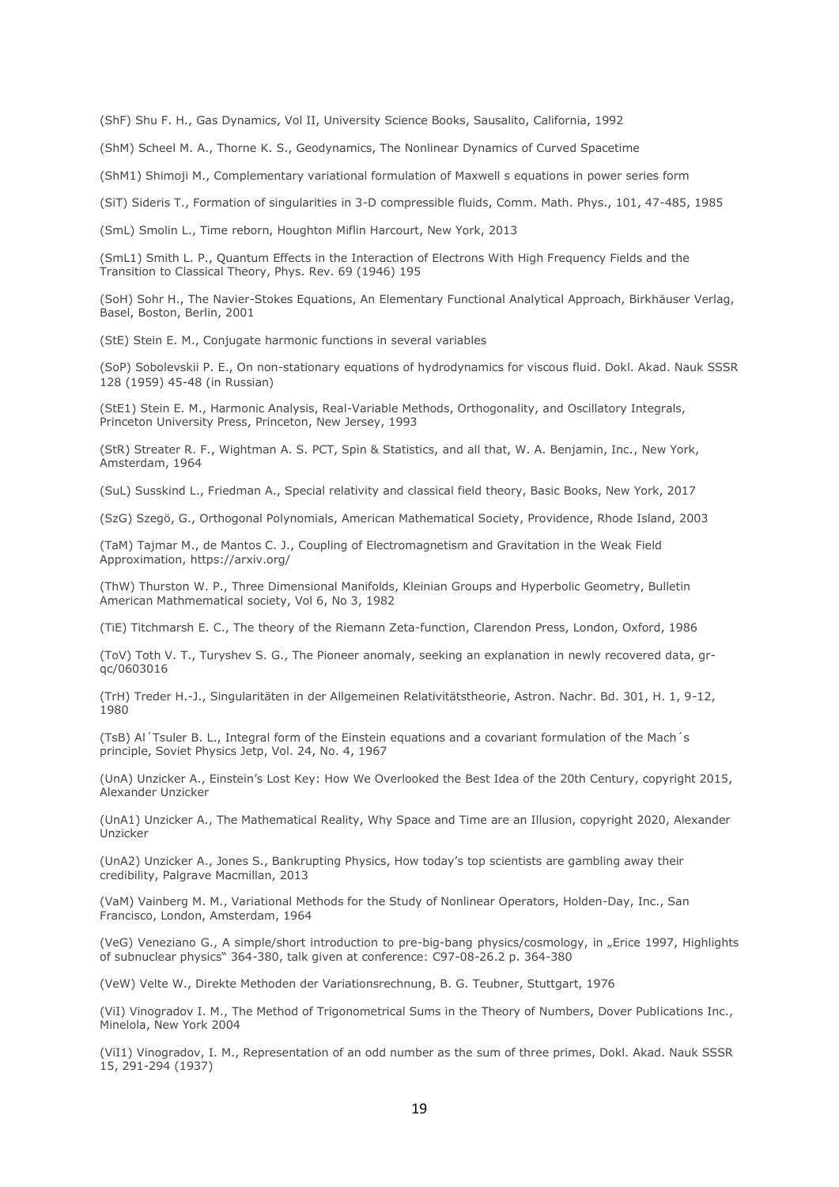(ShF) Shu F. H., Gas Dynamics, Vol II, University Science Books, Sausalito, California, 1992

(ShM) Scheel M. A., Thorne K. S., Geodynamics, The Nonlinear Dynamics of Curved Spacetime

(ShM1) Shimoji M., Complementary variational formulation of Maxwell s equations in power series form

(SiT) Sideris T., Formation of singularities in 3-D compressible fluids, Comm. Math. Phys., 101, 47-485, 1985

(SmL) Smolin L., Time reborn, Houghton Miflin Harcourt, New York, 2013

(SmL1) Smith L. P., Quantum Effects in the Interaction of Electrons With High Frequency Fields and the Transition to Classical Theory, Phys. Rev. 69 (1946) 195

(SoH) Sohr H., The Navier-Stokes Equations, An Elementary Functional Analytical Approach, Birkhäuser Verlag, Basel, Boston, Berlin, 2001

(StE) Stein E. M., Conjugate harmonic functions in several variables

(SoP) Sobolevskii P. E., On non-stationary equations of hydrodynamics for viscous fluid. Dokl. Akad. Nauk SSSR 128 (1959) 45-48 (in Russian)

(StE1) Stein E. M., Harmonic Analysis, Real-Variable Methods, Orthogonality, and Oscillatory Integrals, Princeton University Press, Princeton, New Jersey, 1993

(StR) Streater R. F., Wightman A. S. PCT, Spin & Statistics, and all that, W. A. Benjamin, Inc., New York, Amsterdam, 1964

(SuL) Susskind L., Friedman A., Special relativity and classical field theory, Basic Books, New York, 2017

(SzG) Szegö, G., Orthogonal Polynomials, American Mathematical Society, Providence, Rhode Island, 2003

(TaM) Tajmar M., de Mantos C. J., Coupling of Electromagnetism and Gravitation in the Weak Field Approximation, https://arxiv.org/

(ThW) Thurston W. P., Three Dimensional Manifolds, Kleinian Groups and Hyperbolic Geometry, Bulletin American Mathmematical society, Vol 6, No 3, 1982

(TiE) Titchmarsh E. C., The theory of the Riemann Zeta-function, Clarendon Press, London, Oxford, 1986

(ToV) Toth V. T., Turyshev S. G., The Pioneer anomaly, seeking an explanation in newly recovered data, gr-qc/0603016

(TrH) Treder H.-J., Singularitäten in der Allgemeinen Relativitätstheorie, Astron. Nachr. Bd. 301, H. 1, 9-12, 1980

(TsB) Al´Tsuler B. L., Integral form of the Einstein equations and a covariant formulation of the Mach´s principle, Soviet Physics Jetp, Vol. 24, No. 4, 1967

(UnA) Unzicker A., Einstein's Lost Key: How We Overlooked the Best Idea of the 20th Century, copyright 2015, Alexander Unzicker

(UnA1) Unzicker A., The Mathematical Reality, Why Space and Time are an Illusion, copyright 2020, Alexander Unzicker

(UnA2) Unzicker A., Jones S., Bankrupting Physics, How today's top scientists are gambling away their credibility, Palgrave Macmillan, 2013

(VaM) Vainberg M. M., Variational Methods for the Study of Nonlinear Operators, Holden-Day, Inc., San Francisco, London, Amsterdam, 1964

(VeG) Veneziano G., A simple/short introduction to pre-big-bang physics/cosmology, in „Erice 1997, Highlights of subnuclear physics" 364-380, talk given at conference: C97-08-26.2 p. 364-380

(VeW) Velte W., Direkte Methoden der Variationsrechnung, B. G. Teubner, Stuttgart, 1976

(ViI) Vinogradov I. M., The Method of Trigonometrical Sums in the Theory of Numbers, Dover Publications Inc., Minelola, New York 2004

(ViI1) Vinogradov, I. M., Representation of an odd number as the sum of three primes, Dokl. Akad. Nauk SSSR 15, 291-294 (1937)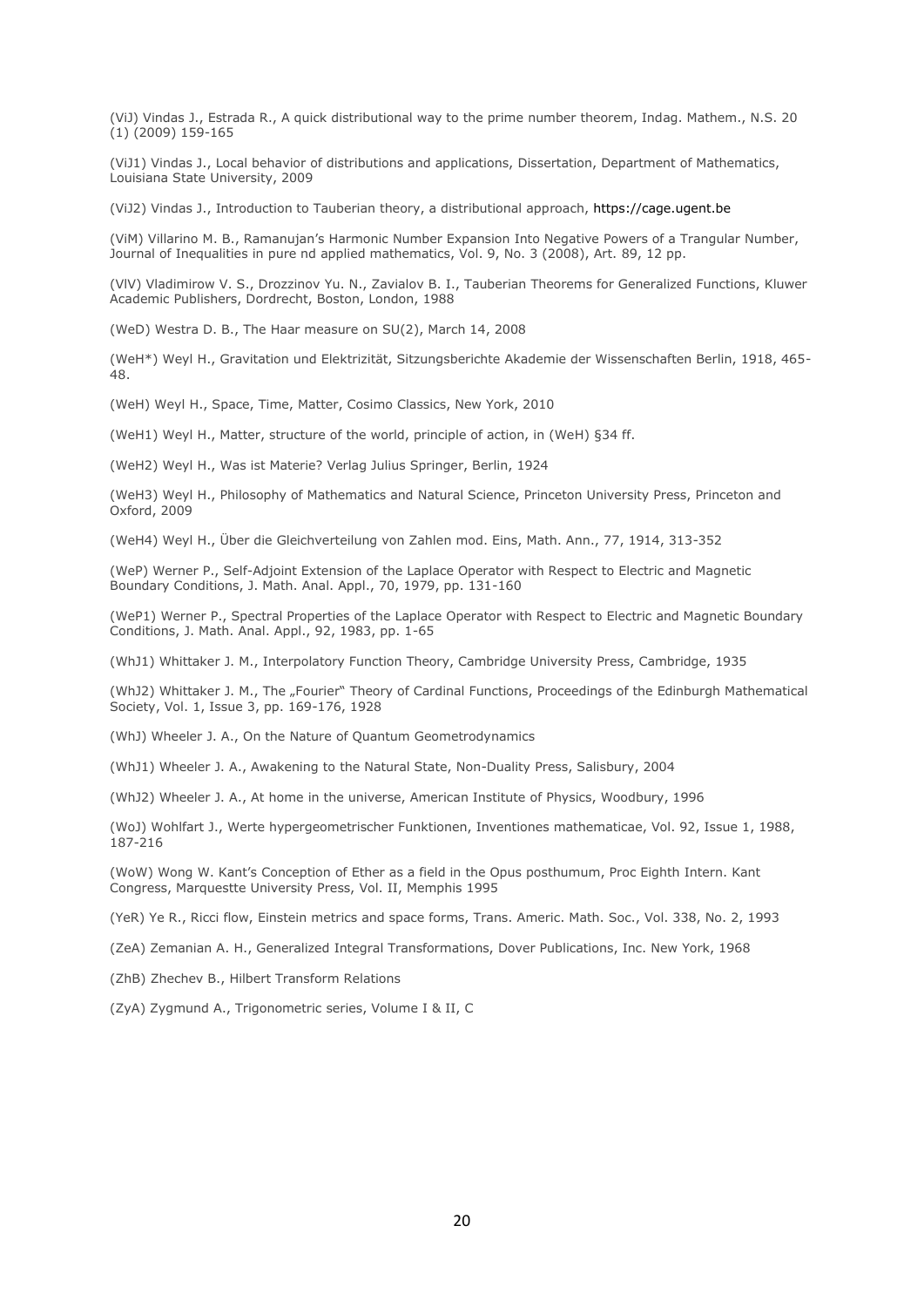(ViJ) Vindas J., Estrada R., A quick distributional way to the prime number theorem, Indag. Mathem., N.S. 20 (1) (2009) 159-165

(ViJ1) Vindas J., Local behavior of distributions and applications, Dissertation, Department of Mathematics, Louisiana State University, 2009

(ViJ2) Vindas J., Introduction to Tauberian theory, a distributional approach, https://cage.ugent.be

(ViM) Villarino M. B., Ramanujan's Harmonic Number Expansion Into Negative Powers of a Trangular Number, Journal of Inequalities in pure nd applied mathematics, Vol. 9, No. 3 (2008), Art. 89, 12 pp.

(VlV) Vladimirow V. S., Drozzinov Yu. N., Zavialov B. I., Tauberian Theorems for Generalized Functions, Kluwer Academic Publishers, Dordrecht, Boston, London, 1988

(WeD) Westra D. B., The Haar measure on SU(2), March 14, 2008

(WeH*) Weyl H., Gravitation und Elektrizität, Sitzungsberichte Akademie der Wissenschaften Berlin, 1918, 465-48.

(WeH) Weyl H., Space, Time, Matter, Cosimo Classics, New York, 2010

(WeH1) Weyl H., Matter, structure of the world, principle of action, in (WeH) §34 ff.

(WeH2) Weyl H., Was ist Materie? Verlag Julius Springer, Berlin, 1924

(WeH3) Weyl H., Philosophy of Mathematics and Natural Science, Princeton University Press, Princeton and Oxford, 2009

(WeH4) Weyl H., Über die Gleichverteilung von Zahlen mod. Eins, Math. Ann., 77, 1914, 313-352

(WeP) Werner P., Self-Adjoint Extension of the Laplace Operator with Respect to Electric and Magnetic Boundary Conditions, J. Math. Anal. Appl., 70, 1979, pp. 131-160

(WeP1) Werner P., Spectral Properties of the Laplace Operator with Respect to Electric and Magnetic Boundary Conditions, J. Math. Anal. Appl., 92, 1983, pp. 1-65

(WhJ1) Whittaker J. M., Interpolatory Function Theory, Cambridge University Press, Cambridge, 1935

(WhJ2) Whittaker J. M., The „Fourier" Theory of Cardinal Functions, Proceedings of the Edinburgh Mathematical Society, Vol. 1, Issue 3, pp. 169-176, 1928

(WhJ) Wheeler J. A., On the Nature of Quantum Geometrodynamics

(WhJ1) Wheeler J. A., Awakening to the Natural State, Non-Duality Press, Salisbury, 2004

(WhJ2) Wheeler J. A., At home in the universe, American Institute of Physics, Woodbury, 1996

(WoJ) Wohlfart J., Werte hypergeometrischer Funktionen, Inventiones mathematicae, Vol. 92, Issue 1, 1988, 187-216

(WoW) Wong W. Kant's Conception of Ether as a field in the Opus posthumum, Proc Eighth Intern. Kant Congress, Marquestte University Press, Vol. II, Memphis 1995

(YeR) Ye R., Ricci flow, Einstein metrics and space forms, Trans. Americ. Math. Soc., Vol. 338, No. 2, 1993

(ZeA) Zemanian A. H., Generalized Integral Transformations, Dover Publications, Inc. New York, 1968

(ZhB) Zhechev B., Hilbert Transform Relations

(ZyA) Zygmund A., Trigonometric series, Volume I & II, C